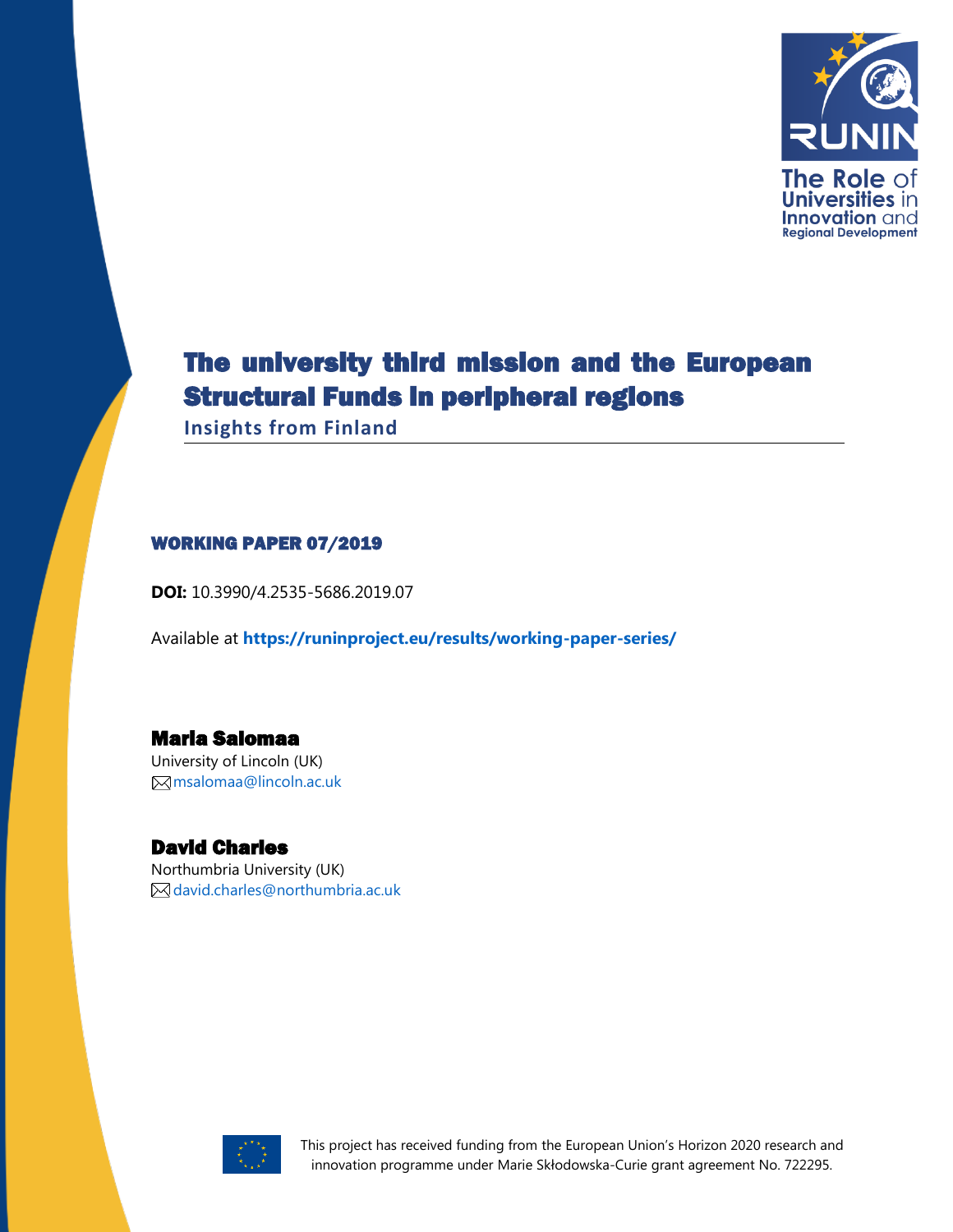The Role of Universities in Innovation and Regional Development

# The university third mission and the European Structural Funds in peripheral regions

## Insights from Finland

**WORKING PAPER 07/2019**

**DOI:** 10.3990/4.2535-5686.2019.07

Available at **https://runinproject.eu/results/working-paper-series/**

**Maria Salomaa**
University of Lincoln (UK)
msalomaa@lincoln.ac.uk

**David Charles**
Northumbria University (UK)
david.charles@northumbria.ac.uk

This project has received funding from the European Union's Horizon 2020 research and innovation programme under Marie Skłodowska-Curie grant agreement No. 722295.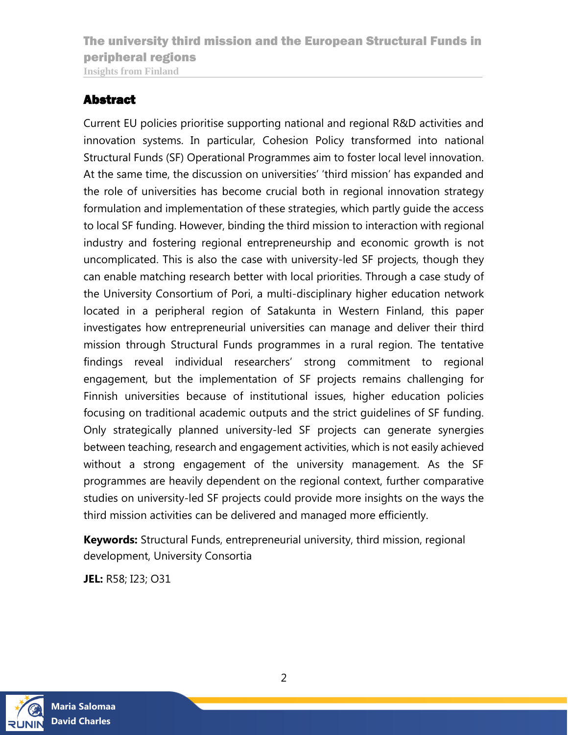## Abstract

Current EU policies prioritise supporting national and regional R&D activities and innovation systems. In particular, Cohesion Policy transformed into national Structural Funds (SF) Operational Programmes aim to foster local level innovation. At the same time, the discussion on universities' 'third mission' has expanded and the role of universities has become crucial both in regional innovation strategy formulation and implementation of these strategies, which partly guide the access to local SF funding. However, binding the third mission to interaction with regional industry and fostering regional entrepreneurship and economic growth is not uncomplicated. This is also the case with university-led SF projects, though they can enable matching research better with local priorities. Through a case study of the University Consortium of Pori, a multi-disciplinary higher education network located in a peripheral region of Satakunta in Western Finland, this paper investigates how entrepreneurial universities can manage and deliver their third mission through Structural Funds programmes in a rural region. The tentative findings reveal individual researchers' strong commitment to regional engagement, but the implementation of SF projects remains challenging for Finnish universities because of institutional issues, higher education policies focusing on traditional academic outputs and the strict guidelines of SF funding. Only strategically planned university-led SF projects can generate synergies between teaching, research and engagement activities, which is not easily achieved without a strong engagement of the university management. As the SF programmes are heavily dependent on the regional context, further comparative studies on university-led SF projects could provide more insights on the ways the third mission activities can be delivered and managed more efficiently.

**Keywords:** Structural Funds, entrepreneurial university, third mission, regional development, University Consortia

**JEL:** R58; I23; O31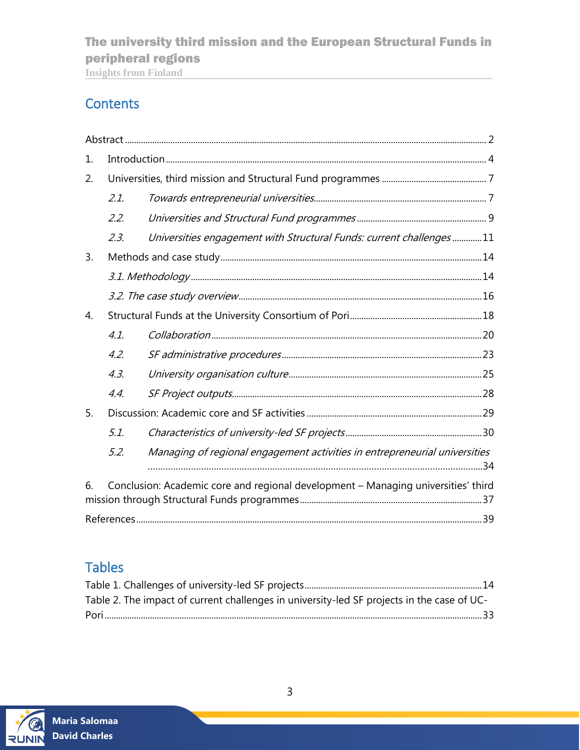## Contents

Abstract ..... 2

1. Introduction ..... 4
2. Universities, third mission and Structural Fund programmes ..... 7
   - *2.1. Towards entrepreneurial universities* ..... 7
   - *2.2. Universities and Structural Fund programmes* ..... 9
   - *2.3. Universities engagement with Structural Funds: current challenges* ..... 11
3. Methods and case study ..... 14
   - *3.1. Methodology* ..... 14
   - *3.2. The case study overview* ..... 16
4. Structural Funds at the University Consortium of Pori ..... 18
   - *4.1. Collaboration* ..... 20
   - *4.2. SF administrative procedures* ..... 23
   - *4.3. University organisation culture* ..... 25
   - *4.4. SF Project outputs* ..... 28
5. Discussion: Academic core and SF activities ..... 29
   - *5.1. Characteristics of university-led SF projects* ..... 30
   - *5.2. Managing of regional engagement activities in entrepreneurial universities* ..... 34
6. Conclusion: Academic core and regional development – Managing universities' third mission through Structural Funds programmes ..... 37

References ..... 39

## Tables

Table 1. Challenges of university-led SF projects ..... 14

Table 2. The impact of current challenges in university-led SF projects in the case of UC-Pori ..... 33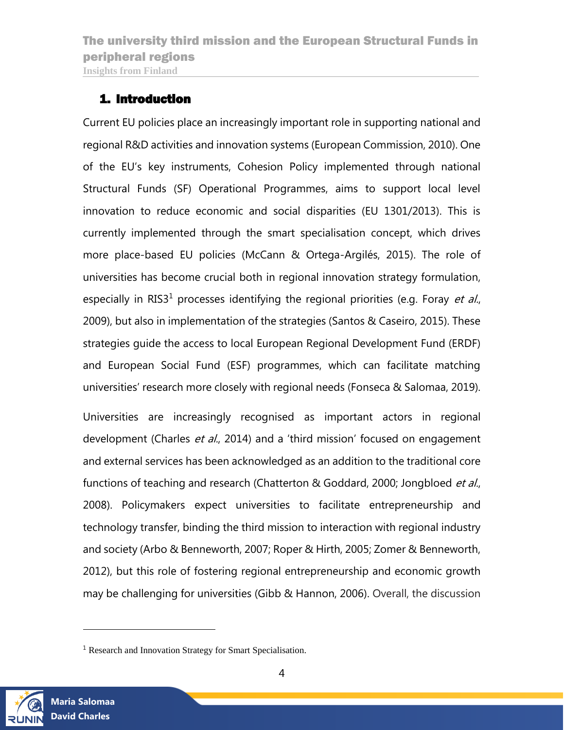## 1. Introduction

Current EU policies place an increasingly important role in supporting national and regional R&D activities and innovation systems (European Commission, 2010). One of the EU's key instruments, Cohesion Policy implemented through national Structural Funds (SF) Operational Programmes, aims to support local level innovation to reduce economic and social disparities (EU 1301/2013). This is currently implemented through the smart specialisation concept, which drives more place-based EU policies (McCann & Ortega-Argilés, 2015). The role of universities has become crucial both in regional innovation strategy formulation, especially in RIS3[1] processes identifying the regional priorities (e.g. Foray *et al.*, 2009), but also in implementation of the strategies (Santos & Caseiro, 2015). These strategies guide the access to local European Regional Development Fund (ERDF) and European Social Fund (ESF) programmes, which can facilitate matching universities' research more closely with regional needs (Fonseca & Salomaa, 2019).

Universities are increasingly recognised as important actors in regional development (Charles *et al.*, 2014) and a 'third mission' focused on engagement and external services has been acknowledged as an addition to the traditional core functions of teaching and research (Chatterton & Goddard, 2000; Jongbloed *et al.*, 2008). Policymakers expect universities to facilitate entrepreneurship and technology transfer, binding the third mission to interaction with regional industry and society (Arbo & Benneworth, 2007; Roper & Hirth, 2005; Zomer & Benneworth, 2012), but this role of fostering regional entrepreneurship and economic growth may be challenging for universities (Gibb & Hannon, 2006). Overall, the discussion

[1] Research and Innovation Strategy for Smart Specialisation.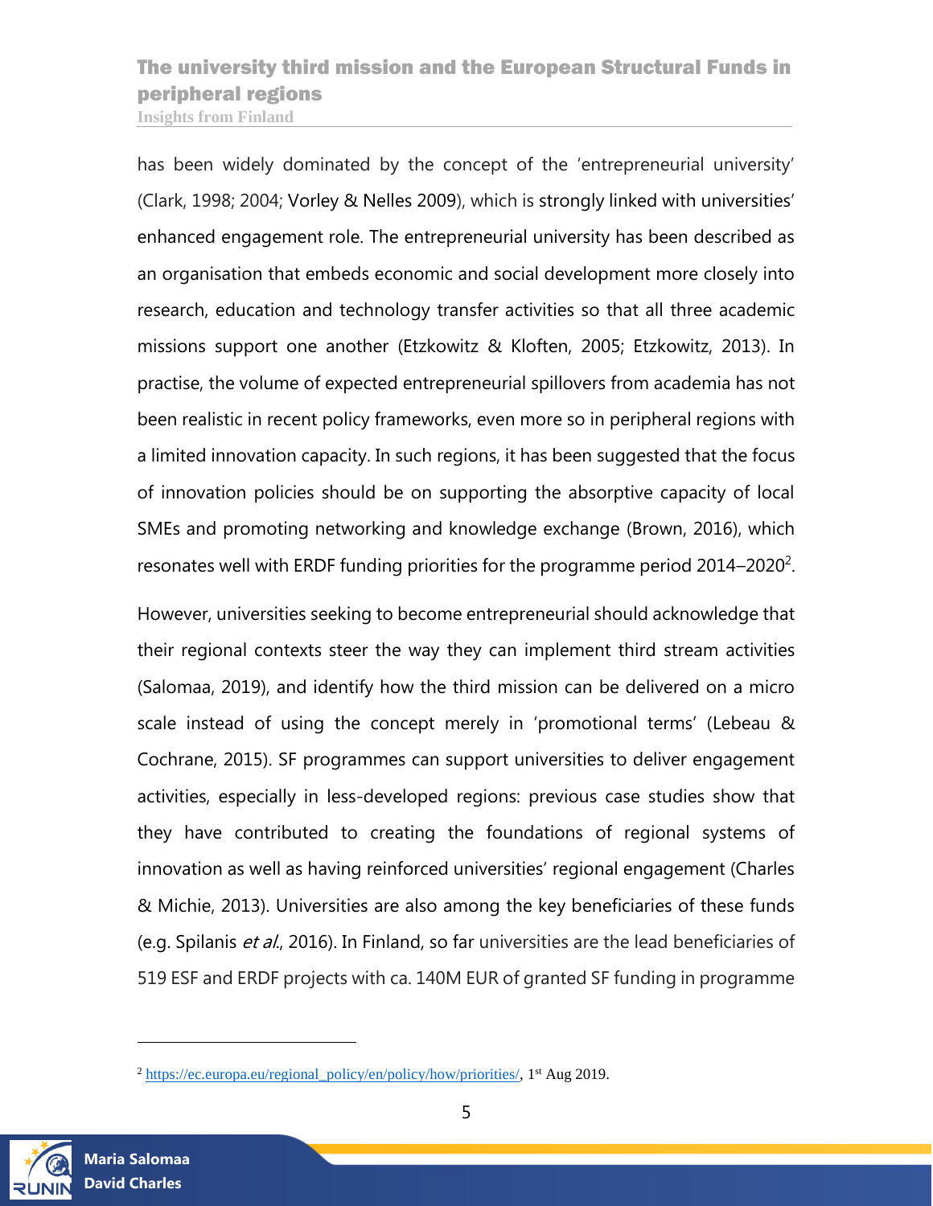has been widely dominated by the concept of the 'entrepreneurial university' (Clark, 1998; 2004; Vorley & Nelles 2009), which is strongly linked with universities' enhanced engagement role. The entrepreneurial university has been described as an organisation that embeds economic and social development more closely into research, education and technology transfer activities so that all three academic missions support one another (Etzkowitz & Kloften, 2005; Etzkowitz, 2013). In practise, the volume of expected entrepreneurial spillovers from academia has not been realistic in recent policy frameworks, even more so in peripheral regions with a limited innovation capacity. In such regions, it has been suggested that the focus of innovation policies should be on supporting the absorptive capacity of local SMEs and promoting networking and knowledge exchange (Brown, 2016), which resonates well with ERDF funding priorities for the programme period 2014–2020[2].

However, universities seeking to become entrepreneurial should acknowledge that their regional contexts steer the way they can implement third stream activities (Salomaa, 2019), and identify how the third mission can be delivered on a micro scale instead of using the concept merely in 'promotional terms' (Lebeau & Cochrane, 2015). SF programmes can support universities to deliver engagement activities, especially in less-developed regions: previous case studies show that they have contributed to creating the foundations of regional systems of innovation as well as having reinforced universities' regional engagement (Charles & Michie, 2013). Universities are also among the key beneficiaries of these funds (e.g. Spilanis *et al.*, 2016). In Finland, so far universities are the lead beneficiaries of 519 ESF and ERDF projects with ca. 140M EUR of granted SF funding in programme

[2] https://ec.europa.eu/regional_policy/en/policy/how/priorities/, 1st Aug 2019.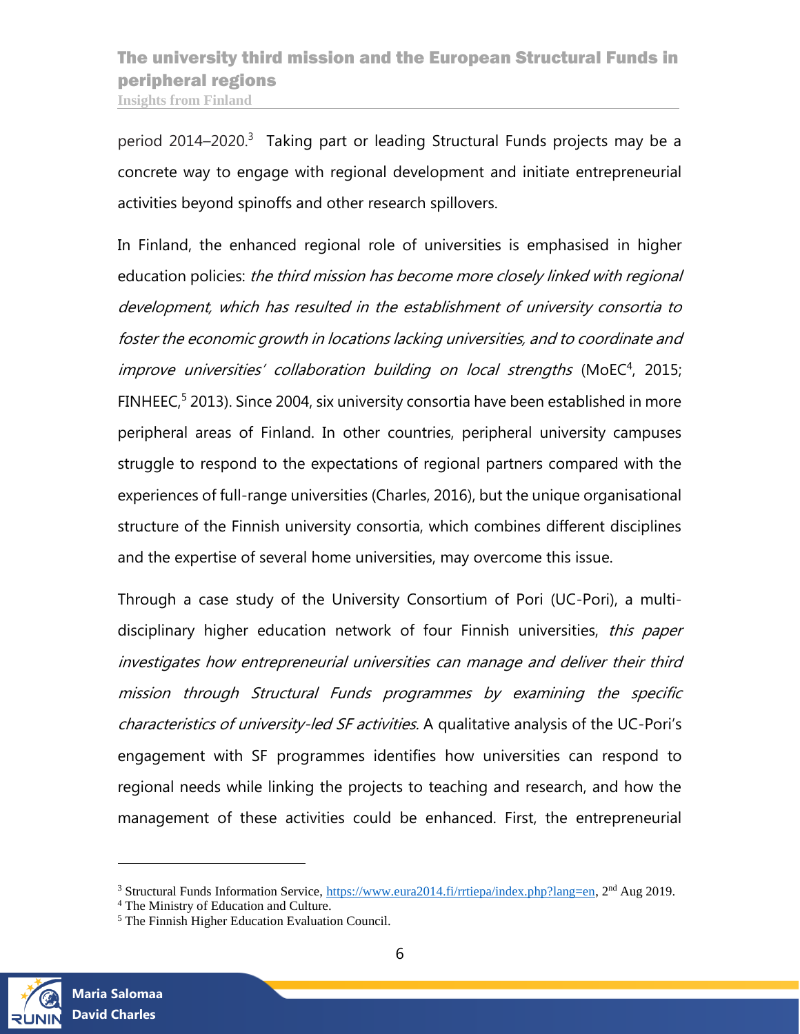period 2014–2020.[3] Taking part or leading Structural Funds projects may be a concrete way to engage with regional development and initiate entrepreneurial activities beyond spinoffs and other research spillovers.

In Finland, the enhanced regional role of universities is emphasised in higher education policies: *the third mission has become more closely linked with regional development, which has resulted in the establishment of university consortia to foster the economic growth in locations lacking universities, and to coordinate and improve universities' collaboration building on local strengths* (MoEC[4], 2015; FINHEEC,[5] 2013). Since 2004, six university consortia have been established in more peripheral areas of Finland. In other countries, peripheral university campuses struggle to respond to the expectations of regional partners compared with the experiences of full-range universities (Charles, 2016), but the unique organisational structure of the Finnish university consortia, which combines different disciplines and the expertise of several home universities, may overcome this issue.

Through a case study of the University Consortium of Pori (UC-Pori), a multi-disciplinary higher education network of four Finnish universities, *this paper investigates how entrepreneurial universities can manage and deliver their third mission through Structural Funds programmes by examining the specific characteristics of university-led SF activities.* A qualitative analysis of the UC-Pori's engagement with SF programmes identifies how universities can respond to regional needs while linking the projects to teaching and research, and how the management of these activities could be enhanced. First, the entrepreneurial

---

[3] Structural Funds Information Service, https://www.eura2014.fi/rrtiepa/index.php?lang=en, 2nd Aug 2019.

[4] The Ministry of Education and Culture.

[5] The Finnish Higher Education Evaluation Council.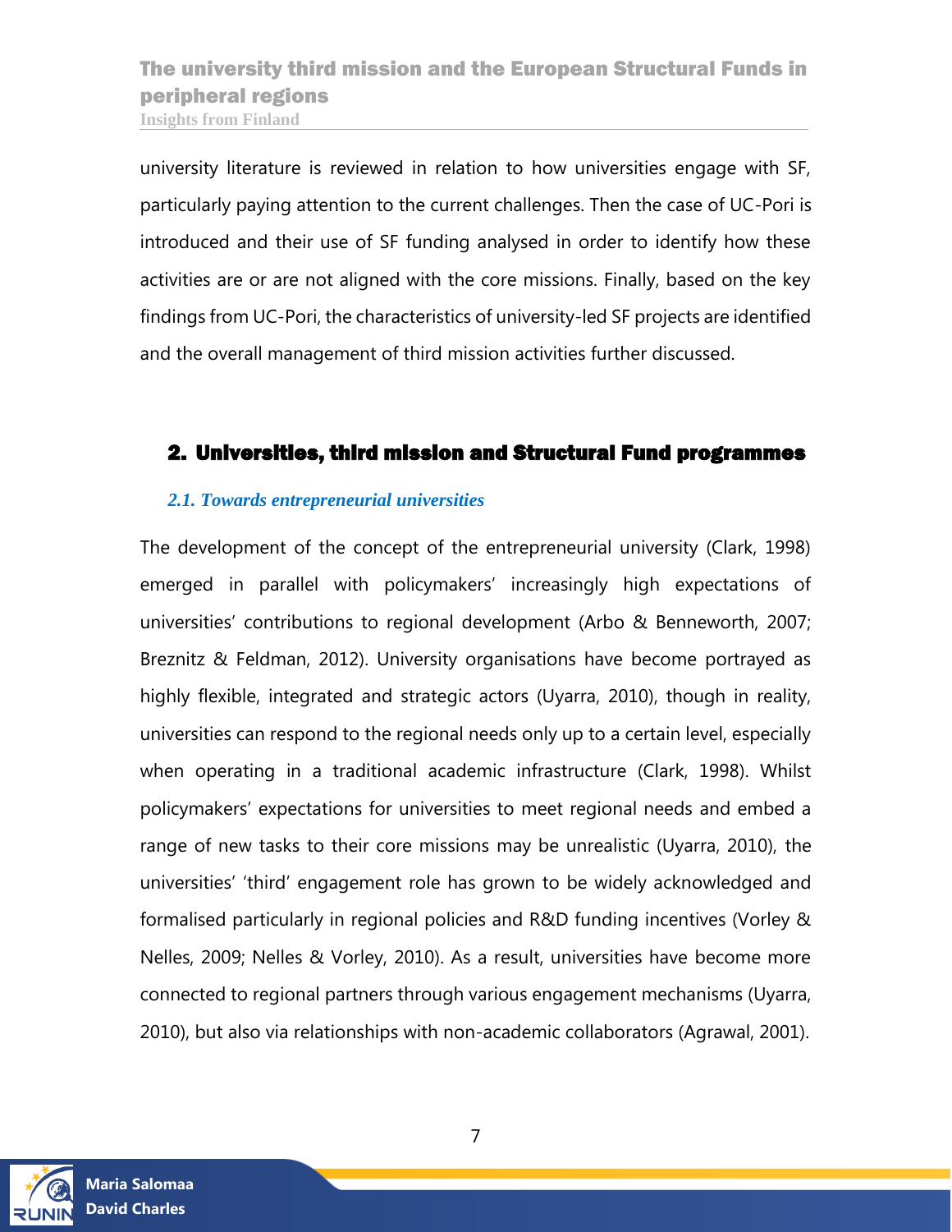university literature is reviewed in relation to how universities engage with SF, particularly paying attention to the current challenges. Then the case of UC-Pori is introduced and their use of SF funding analysed in order to identify how these activities are or are not aligned with the core missions. Finally, based on the key findings from UC-Pori, the characteristics of university-led SF projects are identified and the overall management of third mission activities further discussed.

## 2. Universities, third mission and Structural Fund programmes

### *2.1. Towards entrepreneurial universities*

The development of the concept of the entrepreneurial university (Clark, 1998) emerged in parallel with policymakers' increasingly high expectations of universities' contributions to regional development (Arbo & Benneworth, 2007; Breznitz & Feldman, 2012). University organisations have become portrayed as highly flexible, integrated and strategic actors (Uyarra, 2010), though in reality, universities can respond to the regional needs only up to a certain level, especially when operating in a traditional academic infrastructure (Clark, 1998). Whilst policymakers' expectations for universities to meet regional needs and embed a range of new tasks to their core missions may be unrealistic (Uyarra, 2010), the universities' 'third' engagement role has grown to be widely acknowledged and formalised particularly in regional policies and R&D funding incentives (Vorley & Nelles, 2009; Nelles & Vorley, 2010). As a result, universities have become more connected to regional partners through various engagement mechanisms (Uyarra, 2010), but also via relationships with non-academic collaborators (Agrawal, 2001).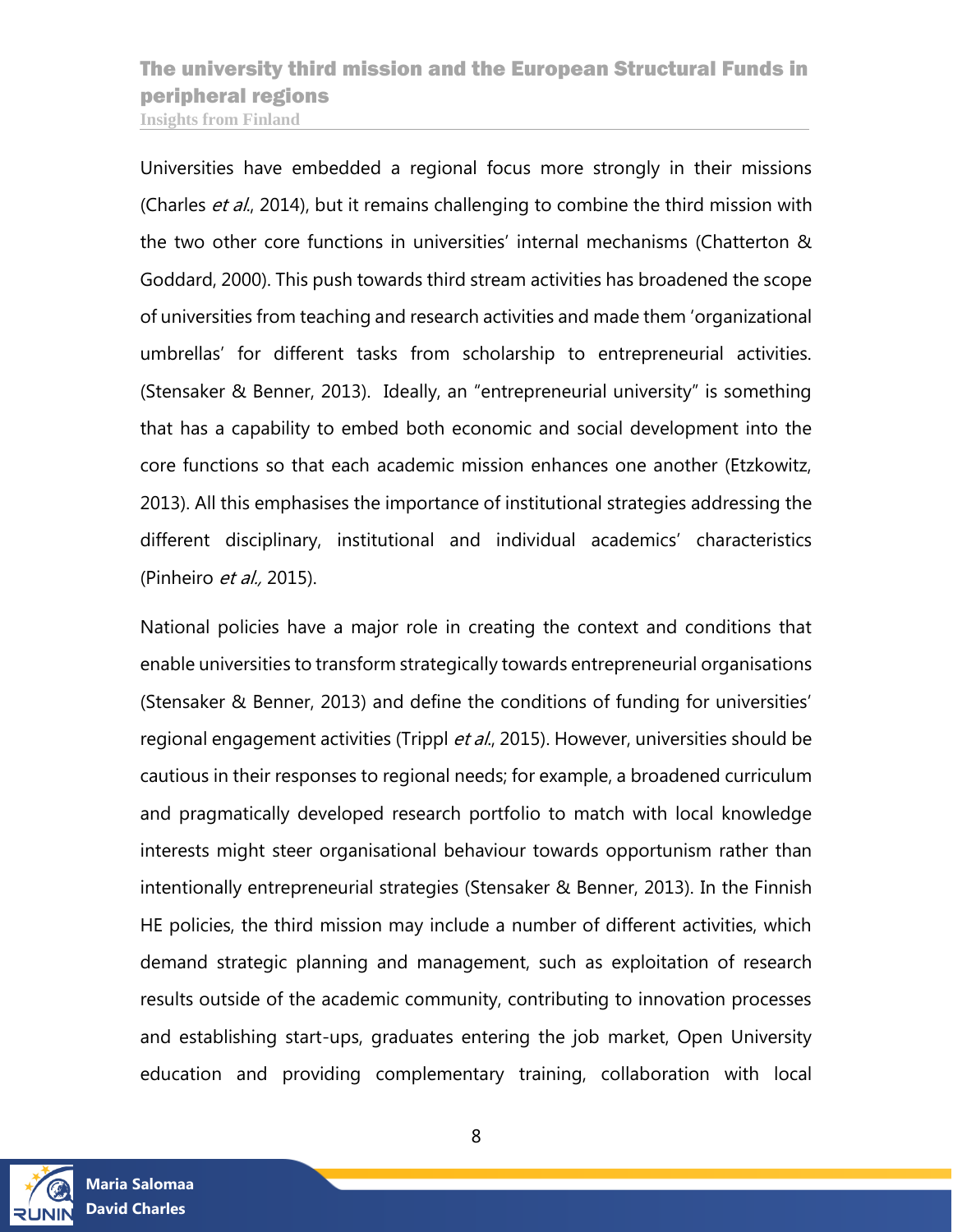Universities have embedded a regional focus more strongly in their missions (Charles *et al.*, 2014), but it remains challenging to combine the third mission with the two other core functions in universities' internal mechanisms (Chatterton & Goddard, 2000). This push towards third stream activities has broadened the scope of universities from teaching and research activities and made them 'organizational umbrellas' for different tasks from scholarship to entrepreneurial activities. (Stensaker & Benner, 2013). Ideally, an "entrepreneurial university" is something that has a capability to embed both economic and social development into the core functions so that each academic mission enhances one another (Etzkowitz, 2013). All this emphasises the importance of institutional strategies addressing the different disciplinary, institutional and individual academics' characteristics (Pinheiro *et al.,* 2015).

National policies have a major role in creating the context and conditions that enable universities to transform strategically towards entrepreneurial organisations (Stensaker & Benner, 2013) and define the conditions of funding for universities' regional engagement activities (Trippl *et al.*, 2015). However, universities should be cautious in their responses to regional needs; for example, a broadened curriculum and pragmatically developed research portfolio to match with local knowledge interests might steer organisational behaviour towards opportunism rather than intentionally entrepreneurial strategies (Stensaker & Benner, 2013). In the Finnish HE policies, the third mission may include a number of different activities, which demand strategic planning and management, such as exploitation of research results outside of the academic community, contributing to innovation processes and establishing start-ups, graduates entering the job market, Open University education and providing complementary training, collaboration with local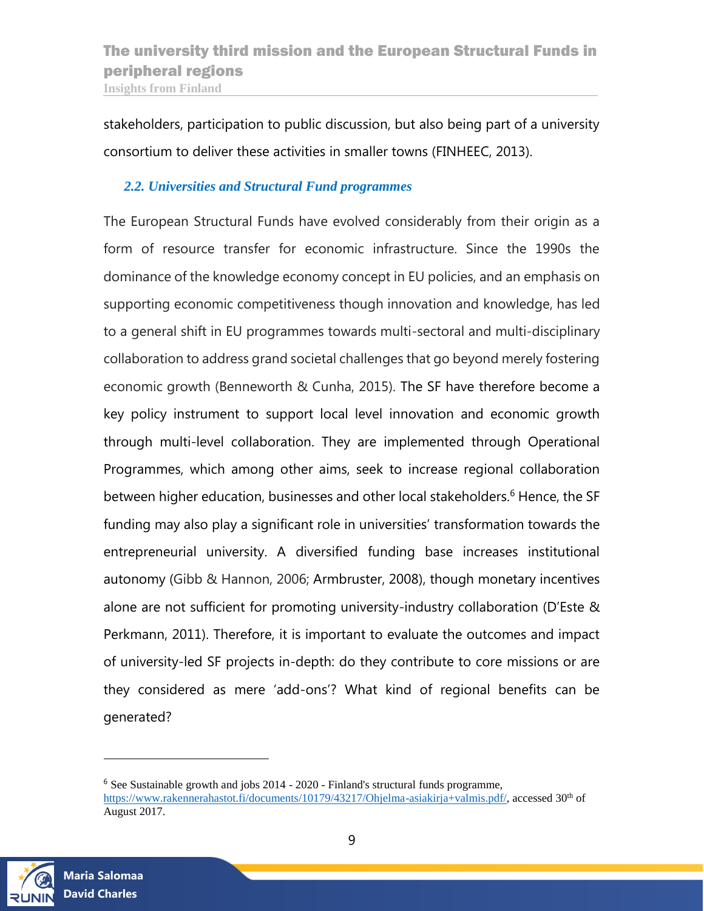stakeholders, participation to public discussion, but also being part of a university consortium to deliver these activities in smaller towns (FINHEEC, 2013).

### *2.2. Universities and Structural Fund programmes*

The European Structural Funds have evolved considerably from their origin as a form of resource transfer for economic infrastructure. Since the 1990s the dominance of the knowledge economy concept in EU policies, and an emphasis on supporting economic competitiveness though innovation and knowledge, has led to a general shift in EU programmes towards multi-sectoral and multi-disciplinary collaboration to address grand societal challenges that go beyond merely fostering economic growth (Benneworth & Cunha, 2015). The SF have therefore become a key policy instrument to support local level innovation and economic growth through multi-level collaboration. They are implemented through Operational Programmes, which among other aims, seek to increase regional collaboration between higher education, businesses and other local stakeholders.[6] Hence, the SF funding may also play a significant role in universities' transformation towards the entrepreneurial university. A diversified funding base increases institutional autonomy (Gibb & Hannon, 2006; Armbruster, 2008), though monetary incentives alone are not sufficient for promoting university-industry collaboration (D'Este & Perkmann, 2011). Therefore, it is important to evaluate the outcomes and impact of university-led SF projects in-depth: do they contribute to core missions or are they considered as mere 'add-ons'? What kind of regional benefits can be generated?

---

[6] See Sustainable growth and jobs 2014 - 2020 - Finland's structural funds programme, https://www.rakennerahastot.fi/documents/10179/43217/Ohjelma-asiakirja+valmis.pdf/, accessed 30th of August 2017.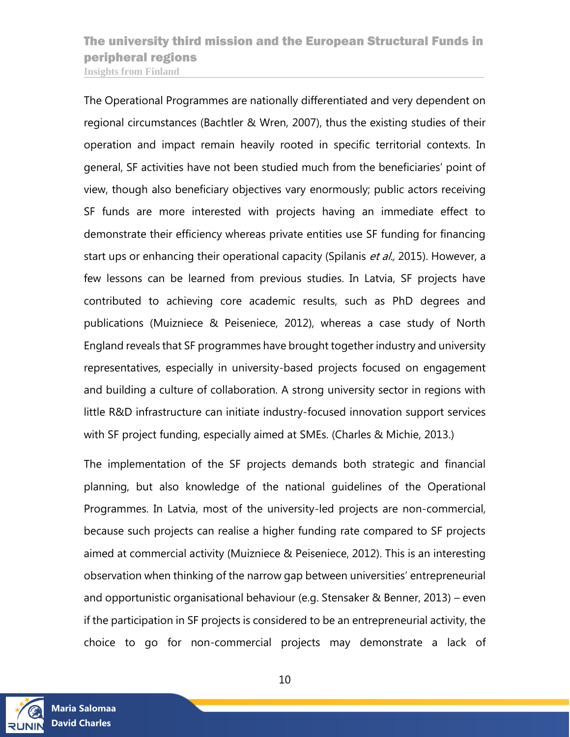The Operational Programmes are nationally differentiated and very dependent on regional circumstances (Bachtler & Wren, 2007), thus the existing studies of their operation and impact remain heavily rooted in specific territorial contexts. In general, SF activities have not been studied much from the beneficiaries' point of view, though also beneficiary objectives vary enormously; public actors receiving SF funds are more interested with projects having an immediate effect to demonstrate their efficiency whereas private entities use SF funding for financing start ups or enhancing their operational capacity (Spilanis *et al.,* 2015). However, a few lessons can be learned from previous studies. In Latvia, SF projects have contributed to achieving core academic results, such as PhD degrees and publications (Muizniece & Peiseniece, 2012), whereas a case study of North England reveals that SF programmes have brought together industry and university representatives, especially in university-based projects focused on engagement and building a culture of collaboration. A strong university sector in regions with little R&D infrastructure can initiate industry-focused innovation support services with SF project funding, especially aimed at SMEs. (Charles & Michie, 2013.)

The implementation of the SF projects demands both strategic and financial planning, but also knowledge of the national guidelines of the Operational Programmes. In Latvia, most of the university-led projects are non-commercial, because such projects can realise a higher funding rate compared to SF projects aimed at commercial activity (Muizniece & Peiseniece, 2012). This is an interesting observation when thinking of the narrow gap between universities' entrepreneurial and opportunistic organisational behaviour (e.g. Stensaker & Benner, 2013) – even if the participation in SF projects is considered to be an entrepreneurial activity, the choice to go for non-commercial projects may demonstrate a lack of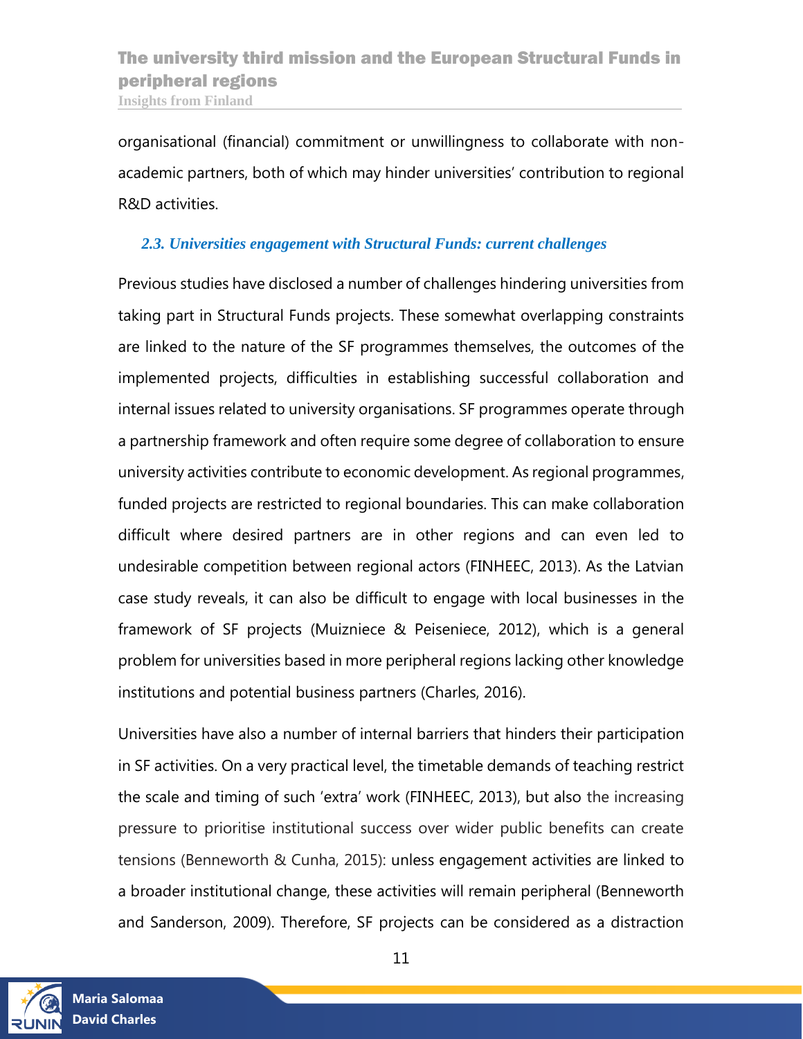organisational (financial) commitment or unwillingness to collaborate with non-academic partners, both of which may hinder universities' contribution to regional R&D activities.

### *2.3. Universities engagement with Structural Funds: current challenges*

Previous studies have disclosed a number of challenges hindering universities from taking part in Structural Funds projects. These somewhat overlapping constraints are linked to the nature of the SF programmes themselves, the outcomes of the implemented projects, difficulties in establishing successful collaboration and internal issues related to university organisations. SF programmes operate through a partnership framework and often require some degree of collaboration to ensure university activities contribute to economic development. As regional programmes, funded projects are restricted to regional boundaries. This can make collaboration difficult where desired partners are in other regions and can even led to undesirable competition between regional actors (FINHEEC, 2013). As the Latvian case study reveals, it can also be difficult to engage with local businesses in the framework of SF projects (Muizniece & Peiseniece, 2012), which is a general problem for universities based in more peripheral regions lacking other knowledge institutions and potential business partners (Charles, 2016).

Universities have also a number of internal barriers that hinders their participation in SF activities. On a very practical level, the timetable demands of teaching restrict the scale and timing of such 'extra' work (FINHEEC, 2013), but also the increasing pressure to prioritise institutional success over wider public benefits can create tensions (Benneworth & Cunha, 2015): unless engagement activities are linked to a broader institutional change, these activities will remain peripheral (Benneworth and Sanderson, 2009). Therefore, SF projects can be considered as a distraction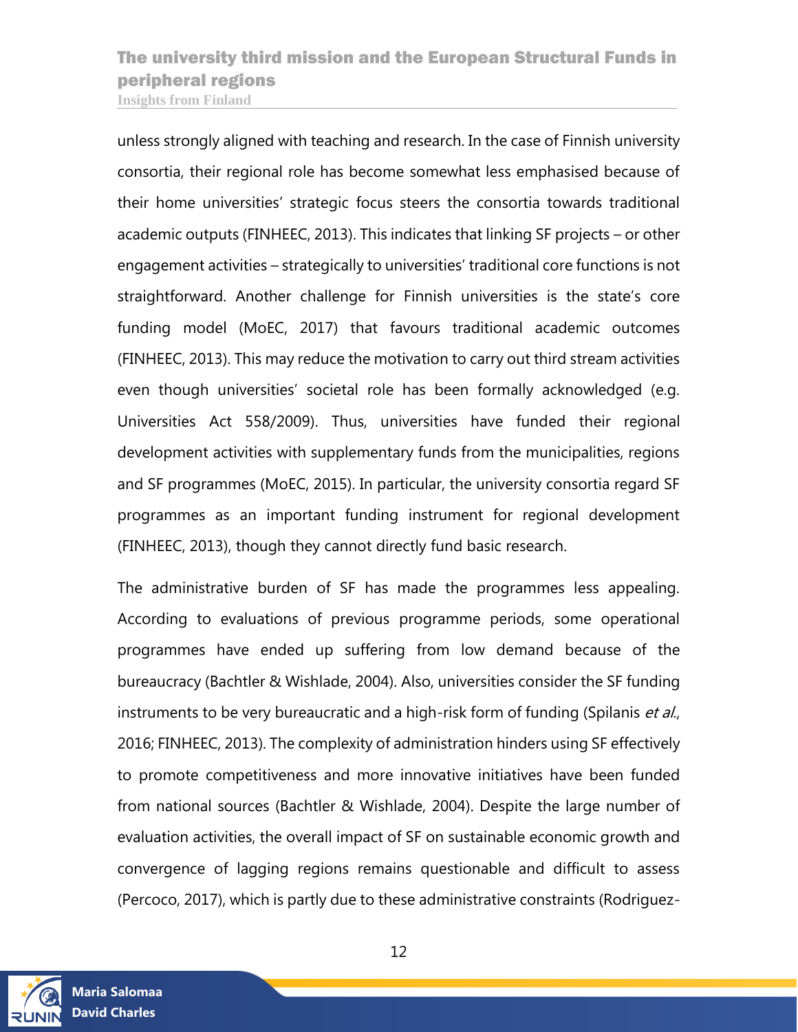unless strongly aligned with teaching and research. In the case of Finnish university consortia, their regional role has become somewhat less emphasised because of their home universities' strategic focus steers the consortia towards traditional academic outputs (FINHEEC, 2013). This indicates that linking SF projects – or other engagement activities – strategically to universities' traditional core functions is not straightforward. Another challenge for Finnish universities is the state's core funding model (MoEC, 2017) that favours traditional academic outcomes (FINHEEC, 2013). This may reduce the motivation to carry out third stream activities even though universities' societal role has been formally acknowledged (e.g. Universities Act 558/2009). Thus, universities have funded their regional development activities with supplementary funds from the municipalities, regions and SF programmes (MoEC, 2015). In particular, the university consortia regard SF programmes as an important funding instrument for regional development (FINHEEC, 2013), though they cannot directly fund basic research.

The administrative burden of SF has made the programmes less appealing. According to evaluations of previous programme periods, some operational programmes have ended up suffering from low demand because of the bureaucracy (Bachtler & Wishlade, 2004). Also, universities consider the SF funding instruments to be very bureaucratic and a high-risk form of funding (Spilanis *et al.*, 2016; FINHEEC, 2013). The complexity of administration hinders using SF effectively to promote competitiveness and more innovative initiatives have been funded from national sources (Bachtler & Wishlade, 2004). Despite the large number of evaluation activities, the overall impact of SF on sustainable economic growth and convergence of lagging regions remains questionable and difficult to assess (Percoco, 2017), which is partly due to these administrative constraints (Rodriguez-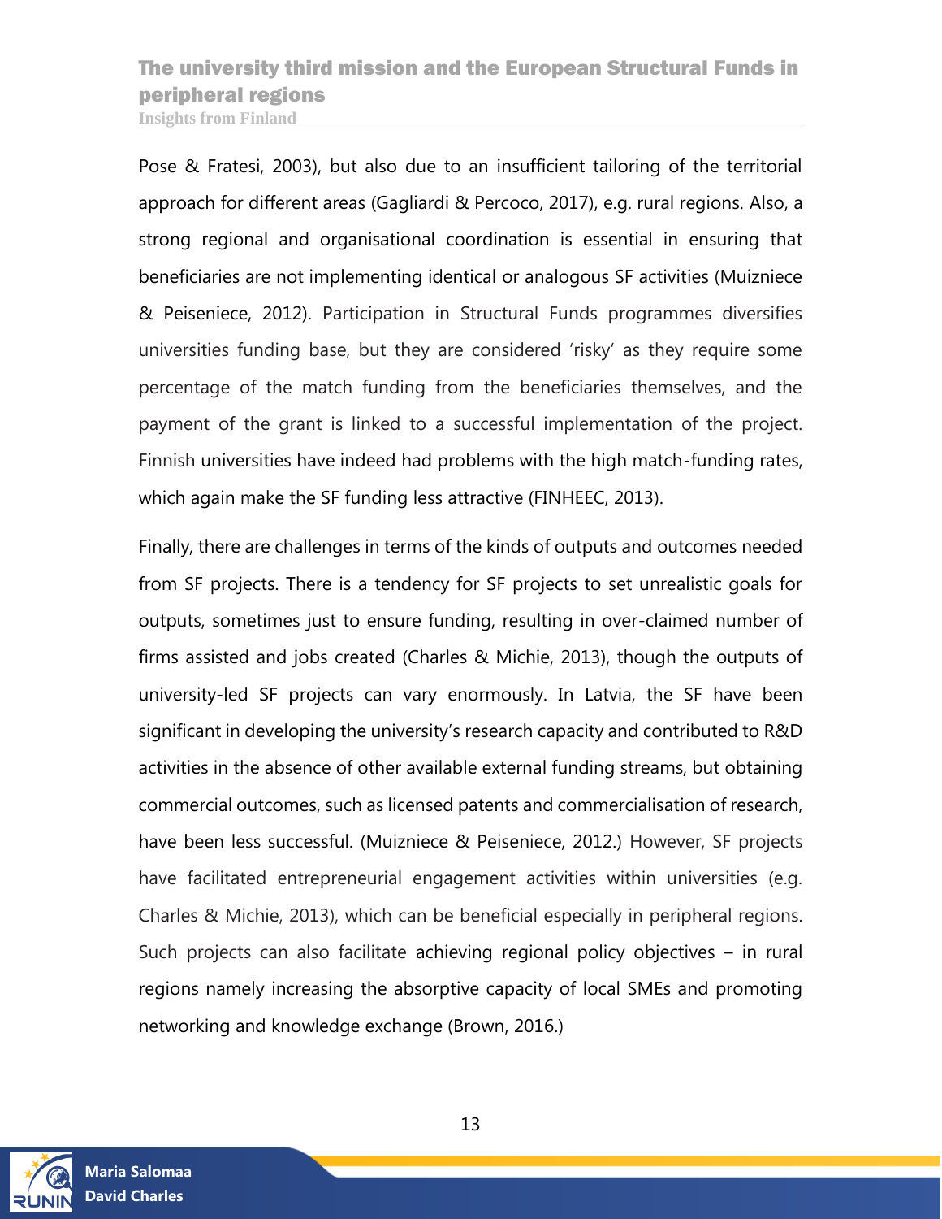Pose & Fratesi, 2003), but also due to an insufficient tailoring of the territorial approach for different areas (Gagliardi & Percoco, 2017), e.g. rural regions. Also, a strong regional and organisational coordination is essential in ensuring that beneficiaries are not implementing identical or analogous SF activities (Muizniece & Peiseniece, 2012). Participation in Structural Funds programmes diversifies universities funding base, but they are considered 'risky' as they require some percentage of the match funding from the beneficiaries themselves, and the payment of the grant is linked to a successful implementation of the project. Finnish universities have indeed had problems with the high match-funding rates, which again make the SF funding less attractive (FINHEEC, 2013).

Finally, there are challenges in terms of the kinds of outputs and outcomes needed from SF projects. There is a tendency for SF projects to set unrealistic goals for outputs, sometimes just to ensure funding, resulting in over-claimed number of firms assisted and jobs created (Charles & Michie, 2013), though the outputs of university-led SF projects can vary enormously. In Latvia, the SF have been significant in developing the university's research capacity and contributed to R&D activities in the absence of other available external funding streams, but obtaining commercial outcomes, such as licensed patents and commercialisation of research, have been less successful. (Muizniece & Peiseniece, 2012.) However, SF projects have facilitated entrepreneurial engagement activities within universities (e.g. Charles & Michie, 2013), which can be beneficial especially in peripheral regions. Such projects can also facilitate achieving regional policy objectives – in rural regions namely increasing the absorptive capacity of local SMEs and promoting networking and knowledge exchange (Brown, 2016.)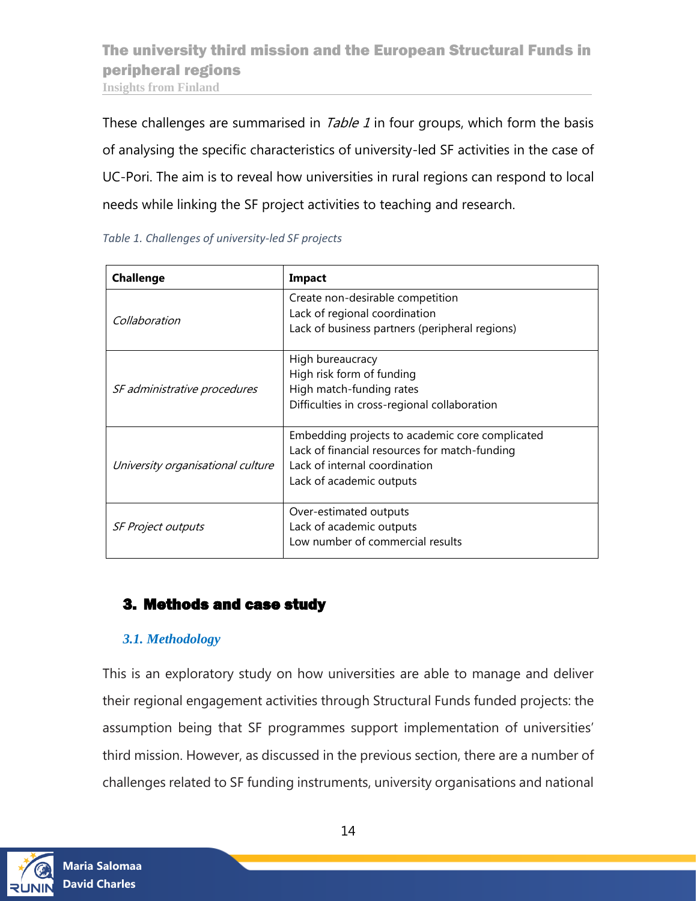These challenges are summarised in *Table 1* in four groups, which form the basis of analysing the specific characteristics of university-led SF activities in the case of UC-Pori. The aim is to reveal how universities in rural regions can respond to local needs while linking the SF project activities to teaching and research.

*Table 1. Challenges of university-led SF projects*

| **Challenge** | **Impact** |
|---|---|
| *Collaboration* | Create non-desirable competition<br>Lack of regional coordination<br>Lack of business partners (peripheral regions) |
| *SF administrative procedures* | High bureaucracy<br>High risk form of funding<br>High match-funding rates<br>Difficulties in cross-regional collaboration |
| *University organisational culture* | Embedding projects to academic core complicated<br>Lack of financial resources for match-funding<br>Lack of internal coordination<br>Lack of academic outputs |
| *SF Project outputs* | Over-estimated outputs<br>Lack of academic outputs<br>Low number of commercial results |

## 3. Methods and case study

### *3.1. Methodology*

This is an exploratory study on how universities are able to manage and deliver their regional engagement activities through Structural Funds funded projects: the assumption being that SF programmes support implementation of universities' third mission. However, as discussed in the previous section, there are a number of challenges related to SF funding instruments, university organisations and national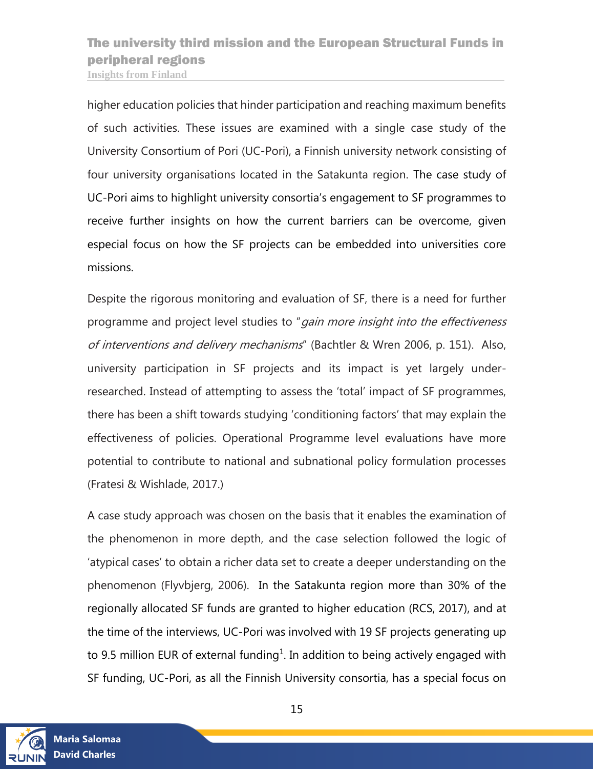higher education policies that hinder participation and reaching maximum benefits of such activities. These issues are examined with a single case study of the University Consortium of Pori (UC-Pori), a Finnish university network consisting of four university organisations located in the Satakunta region. The case study of UC-Pori aims to highlight university consortia's engagement to SF programmes to receive further insights on how the current barriers can be overcome, given especial focus on how the SF projects can be embedded into universities core missions.

Despite the rigorous monitoring and evaluation of SF, there is a need for further programme and project level studies to "*gain more insight into the effectiveness of interventions and delivery mechanisms*" (Bachtler & Wren 2006, p. 151). Also, university participation in SF projects and its impact is yet largely under-researched. Instead of attempting to assess the 'total' impact of SF programmes, there has been a shift towards studying 'conditioning factors' that may explain the effectiveness of policies. Operational Programme level evaluations have more potential to contribute to national and subnational policy formulation processes (Fratesi & Wishlade, 2017.)

A case study approach was chosen on the basis that it enables the examination of the phenomenon in more depth, and the case selection followed the logic of 'atypical cases' to obtain a richer data set to create a deeper understanding on the phenomenon (Flyvbjerg, 2006). In the Satakunta region more than 30% of the regionally allocated SF funds are granted to higher education (RCS, 2017), and at the time of the interviews, UC-Pori was involved with 19 SF projects generating up to 9.5 million EUR of external funding[1]. In addition to being actively engaged with SF funding, UC-Pori, as all the Finnish University consortia, has a special focus on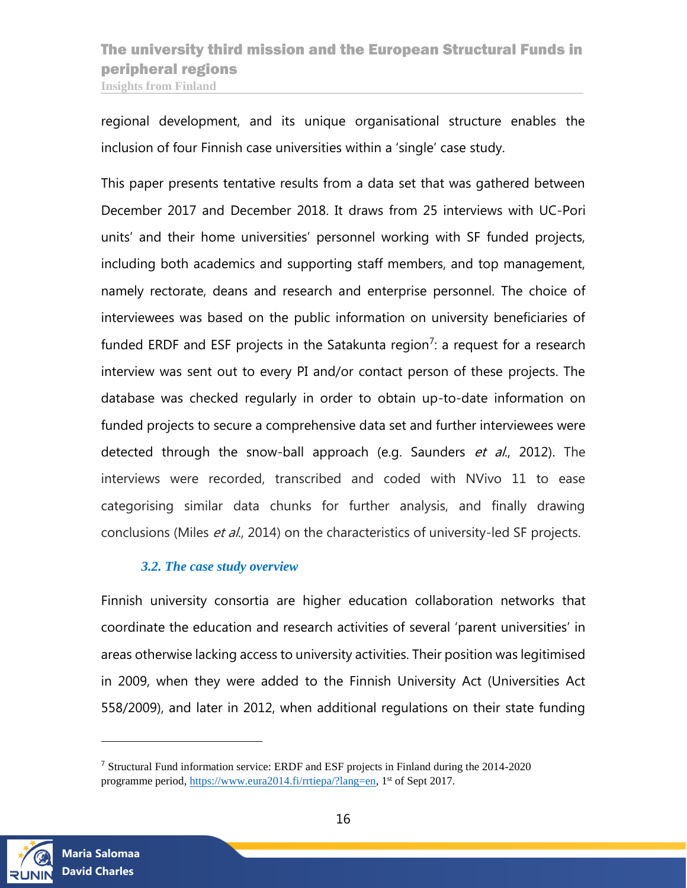regional development, and its unique organisational structure enables the inclusion of four Finnish case universities within a 'single' case study.

This paper presents tentative results from a data set that was gathered between December 2017 and December 2018. It draws from 25 interviews with UC-Pori units' and their home universities' personnel working with SF funded projects, including both academics and supporting staff members, and top management, namely rectorate, deans and research and enterprise personnel. The choice of interviewees was based on the public information on university beneficiaries of funded ERDF and ESF projects in the Satakunta region[7]: a request for a research interview was sent out to every PI and/or contact person of these projects. The database was checked regularly in order to obtain up-to-date information on funded projects to secure a comprehensive data set and further interviewees were detected through the snow-ball approach (e.g. Saunders *et al.*, 2012). The interviews were recorded, transcribed and coded with NVivo 11 to ease categorising similar data chunks for further analysis, and finally drawing conclusions (Miles *et al.*, 2014) on the characteristics of university-led SF projects.

### *3.2. The case study overview*

Finnish university consortia are higher education collaboration networks that coordinate the education and research activities of several 'parent universities' in areas otherwise lacking access to university activities. Their position was legitimised in 2009, when they were added to the Finnish University Act (Universities Act 558/2009), and later in 2012, when additional regulations on their state funding

[7] Structural Fund information service: ERDF and ESF projects in Finland during the 2014-2020 programme period, https://www.eura2014.fi/rrtiepa/?lang=en, 1st of Sept 2017.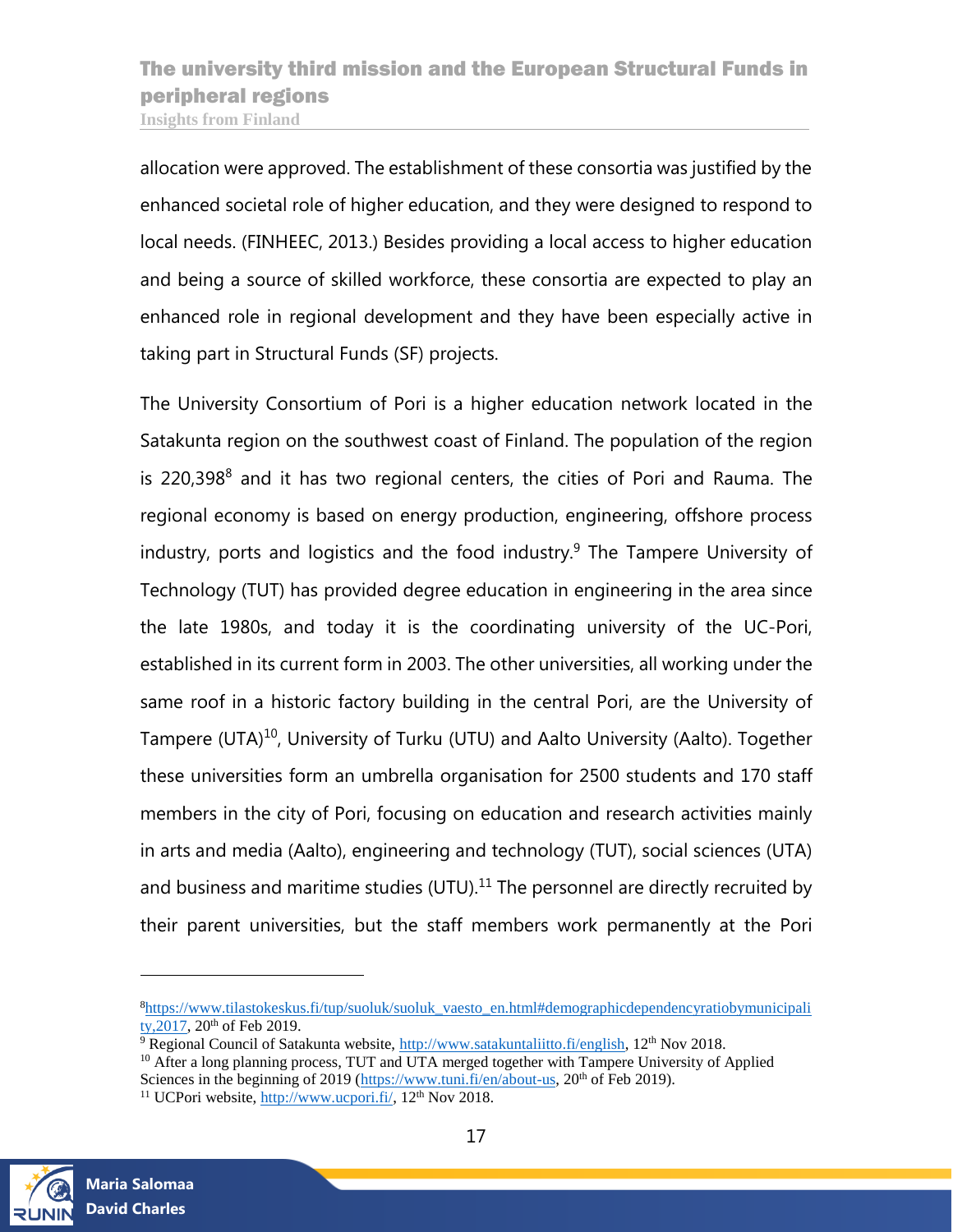allocation were approved. The establishment of these consortia was justified by the enhanced societal role of higher education, and they were designed to respond to local needs. (FINHEEC, 2013.) Besides providing a local access to higher education and being a source of skilled workforce, these consortia are expected to play an enhanced role in regional development and they have been especially active in taking part in Structural Funds (SF) projects.

The University Consortium of Pori is a higher education network located in the Satakunta region on the southwest coast of Finland. The population of the region is 220,398[8] and it has two regional centers, the cities of Pori and Rauma. The regional economy is based on energy production, engineering, offshore process industry, ports and logistics and the food industry.[9] The Tampere University of Technology (TUT) has provided degree education in engineering in the area since the late 1980s, and today it is the coordinating university of the UC-Pori, established in its current form in 2003. The other universities, all working under the same roof in a historic factory building in the central Pori, are the University of Tampere (UTA)[10], University of Turku (UTU) and Aalto University (Aalto). Together these universities form an umbrella organisation for 2500 students and 170 staff members in the city of Pori, focusing on education and research activities mainly in arts and media (Aalto), engineering and technology (TUT), social sciences (UTA) and business and maritime studies (UTU).[11] The personnel are directly recruited by their parent universities, but the staff members work permanently at the Pori

---

[8] https://www.tilastokeskus.fi/tup/suoluk/suoluk_vaesto_en.html#demographicdependencyratiobymunicipality,2017, 20th of Feb 2019.

[9] Regional Council of Satakunta website, http://www.satakuntaliitto.fi/english, 12th Nov 2018.

[10] After a long planning process, TUT and UTA merged together with Tampere University of Applied Sciences in the beginning of 2019 (https://www.tuni.fi/en/about-us, 20th of Feb 2019).

[11] UCPori website, http://www.ucpori.fi/, 12th Nov 2018.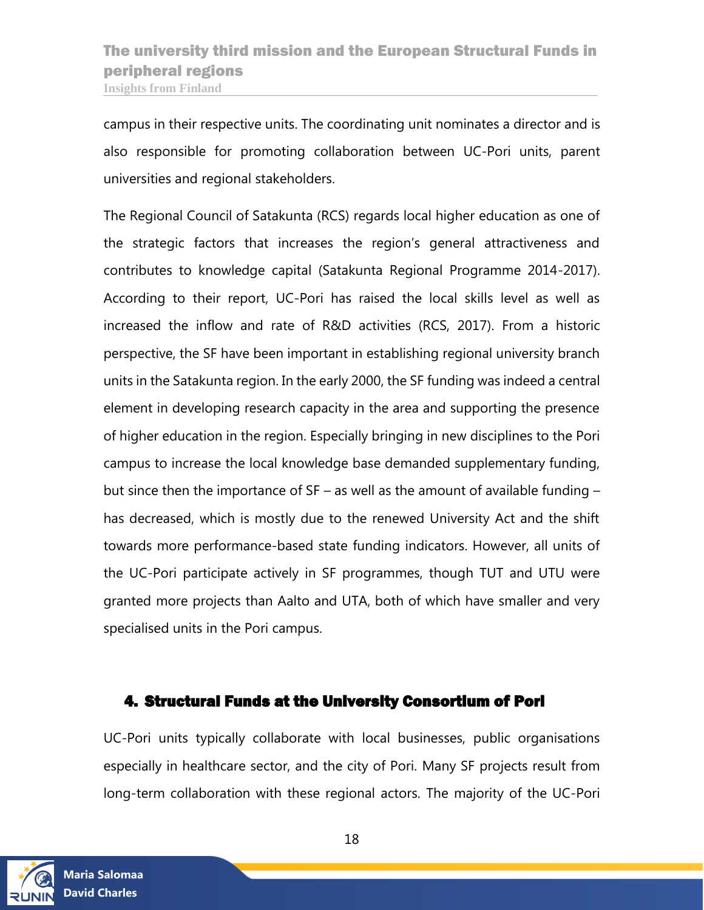campus in their respective units. The coordinating unit nominates a director and is also responsible for promoting collaboration between UC-Pori units, parent universities and regional stakeholders.

The Regional Council of Satakunta (RCS) regards local higher education as one of the strategic factors that increases the region's general attractiveness and contributes to knowledge capital (Satakunta Regional Programme 2014-2017). According to their report, UC-Pori has raised the local skills level as well as increased the inflow and rate of R&D activities (RCS, 2017). From a historic perspective, the SF have been important in establishing regional university branch units in the Satakunta region. In the early 2000, the SF funding was indeed a central element in developing research capacity in the area and supporting the presence of higher education in the region. Especially bringing in new disciplines to the Pori campus to increase the local knowledge base demanded supplementary funding, but since then the importance of SF – as well as the amount of available funding – has decreased, which is mostly due to the renewed University Act and the shift towards more performance-based state funding indicators. However, all units of the UC-Pori participate actively in SF programmes, though TUT and UTU were granted more projects than Aalto and UTA, both of which have smaller and very specialised units in the Pori campus.

## 4. Structural Funds at the University Consortium of Pori

UC-Pori units typically collaborate with local businesses, public organisations especially in healthcare sector, and the city of Pori. Many SF projects result from long-term collaboration with these regional actors. The majority of the UC-Pori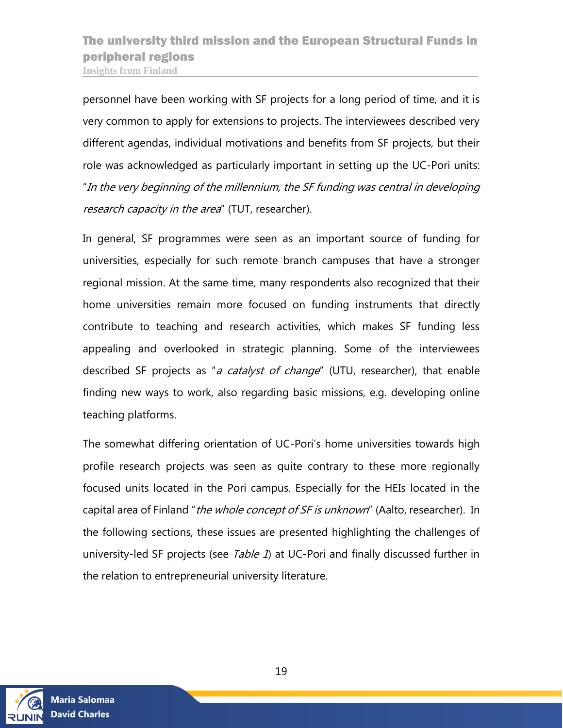personnel have been working with SF projects for a long period of time, and it is very common to apply for extensions to projects. The interviewees described very different agendas, individual motivations and benefits from SF projects, but their role was acknowledged as particularly important in setting up the UC-Pori units: "*In the very beginning of the millennium, the SF funding was central in developing research capacity in the area*" (TUT, researcher).

In general, SF programmes were seen as an important source of funding for universities, especially for such remote branch campuses that have a stronger regional mission. At the same time, many respondents also recognized that their home universities remain more focused on funding instruments that directly contribute to teaching and research activities, which makes SF funding less appealing and overlooked in strategic planning. Some of the interviewees described SF projects as "*a catalyst of change*" (UTU, researcher), that enable finding new ways to work, also regarding basic missions, e.g. developing online teaching platforms.

The somewhat differing orientation of UC-Pori's home universities towards high profile research projects was seen as quite contrary to these more regionally focused units located in the Pori campus. Especially for the HEIs located in the capital area of Finland "*the whole concept of SF is unknown*" (Aalto, researcher). In the following sections, these issues are presented highlighting the challenges of university-led SF projects (see *Table 1*) at UC-Pori and finally discussed further in the relation to entrepreneurial university literature.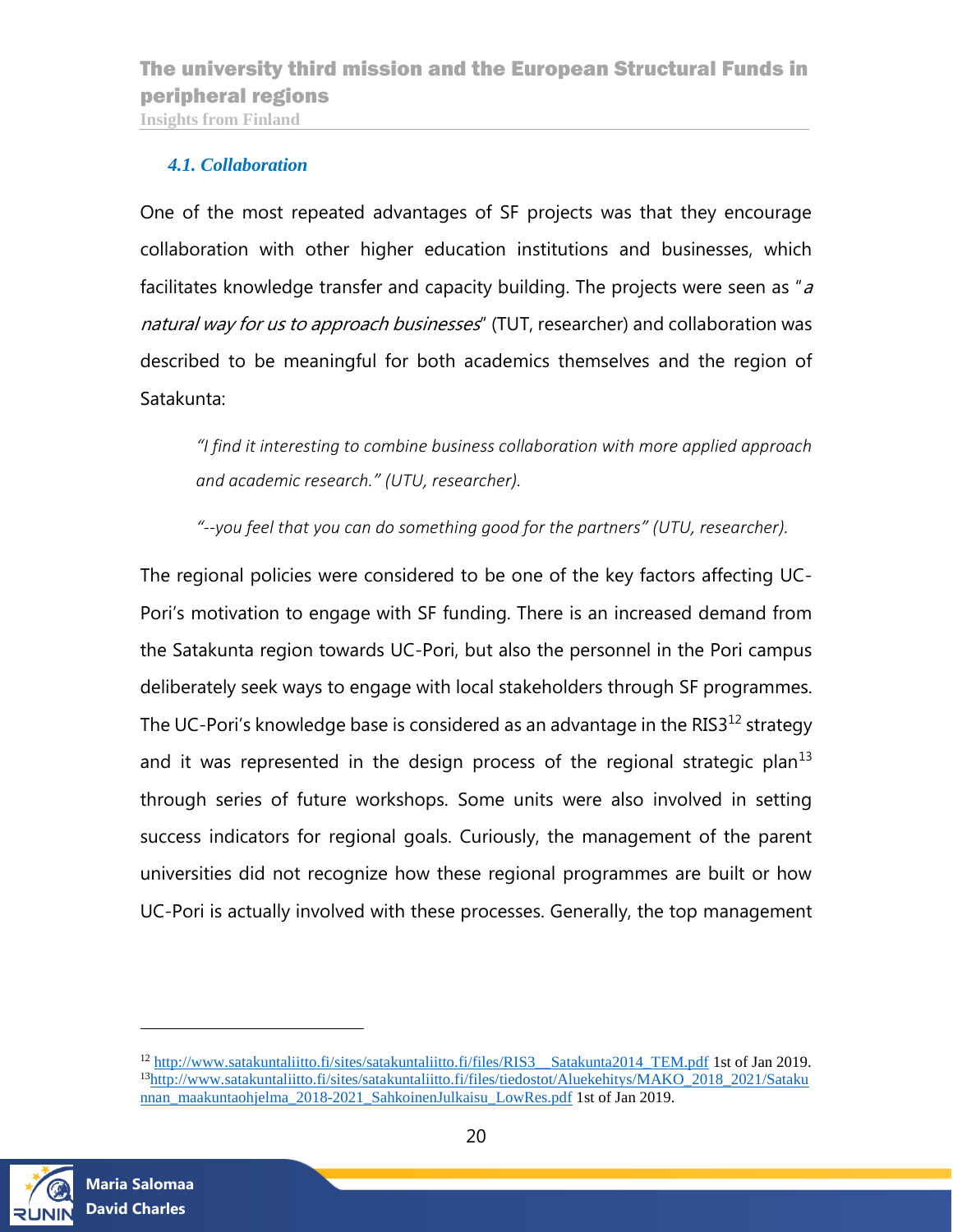### *4.1. Collaboration*

One of the most repeated advantages of SF projects was that they encourage collaboration with other higher education institutions and businesses, which facilitates knowledge transfer and capacity building. The projects were seen as "*a natural way for us to approach businesses*" (TUT, researcher) and collaboration was described to be meaningful for both academics themselves and the region of Satakunta:

> *"I find it interesting to combine business collaboration with more applied approach and academic research." (UTU, researcher).*
>
> *"--you feel that you can do something good for the partners" (UTU, researcher).*

The regional policies were considered to be one of the key factors affecting UC-Pori's motivation to engage with SF funding. There is an increased demand from the Satakunta region towards UC-Pori, but also the personnel in the Pori campus deliberately seek ways to engage with local stakeholders through SF programmes. The UC-Pori's knowledge base is considered as an advantage in the RIS3[12] strategy and it was represented in the design process of the regional strategic plan[13] through series of future workshops. Some units were also involved in setting success indicators for regional goals. Curiously, the management of the parent universities did not recognize how these regional programmes are built or how UC-Pori is actually involved with these processes. Generally, the top management

---

[12] http://www.satakuntaliitto.fi/sites/satakuntaliitto.fi/files/RIS3__Satakunta2014_TEM.pdf 1st of Jan 2019.
[13] http://www.satakuntaliitto.fi/sites/satakuntaliitto.fi/files/tiedostot/Aluekehitys/MAKO_2018_2021/Satakunnan_maakuntaohjelma_2018-2021_SahkoinenJulkaisu_LowRes.pdf 1st of Jan 2019.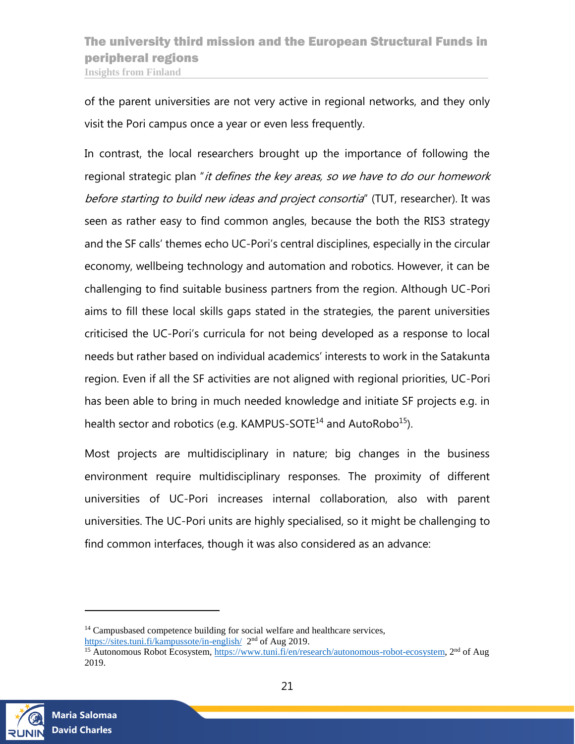of the parent universities are not very active in regional networks, and they only visit the Pori campus once a year or even less frequently.

In contrast, the local researchers brought up the importance of following the regional strategic plan "*it defines the key areas, so we have to do our homework before starting to build new ideas and project consortia*" (TUT, researcher). It was seen as rather easy to find common angles, because the both the RIS3 strategy and the SF calls' themes echo UC-Pori's central disciplines, especially in the circular economy, wellbeing technology and automation and robotics. However, it can be challenging to find suitable business partners from the region. Although UC-Pori aims to fill these local skills gaps stated in the strategies, the parent universities criticised the UC-Pori's curricula for not being developed as a response to local needs but rather based on individual academics' interests to work in the Satakunta region. Even if all the SF activities are not aligned with regional priorities, UC-Pori has been able to bring in much needed knowledge and initiate SF projects e.g. in health sector and robotics (e.g. KAMPUS-SOTE[14] and AutoRobo[15]).

Most projects are multidisciplinary in nature; big changes in the business environment require multidisciplinary responses. The proximity of different universities of UC-Pori increases internal collaboration, also with parent universities. The UC-Pori units are highly specialised, so it might be challenging to find common interfaces, though it was also considered as an advance:

---

[14] Campusbased competence building for social welfare and healthcare services, https://sites.tuni.fi/kampussote/in-english/ 2nd of Aug 2019.

[15] Autonomous Robot Ecosystem, https://www.tuni.fi/en/research/autonomous-robot-ecosystem, 2nd of Aug 2019.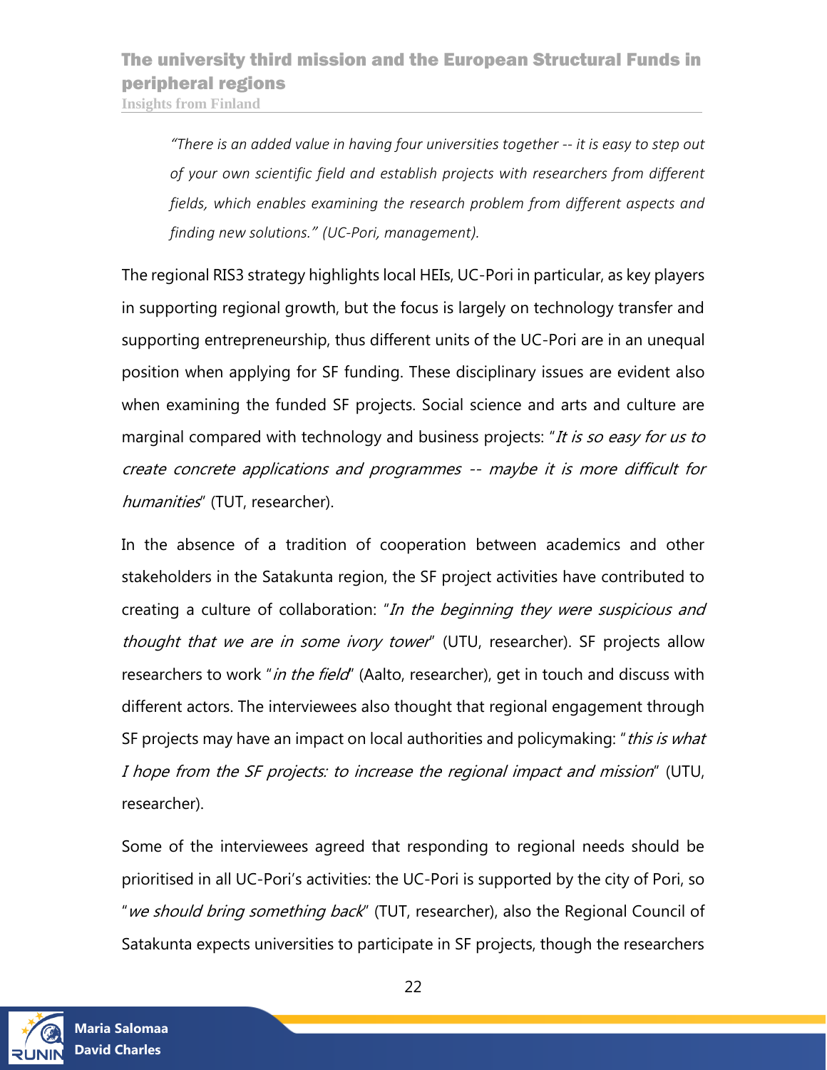> *"There is an added value in having four universities together -- it is easy to step out of your own scientific field and establish projects with researchers from different fields, which enables examining the research problem from different aspects and finding new solutions." (UC-Pori, management).*

The regional RIS3 strategy highlights local HEIs, UC-Pori in particular, as key players in supporting regional growth, but the focus is largely on technology transfer and supporting entrepreneurship, thus different units of the UC-Pori are in an unequal position when applying for SF funding. These disciplinary issues are evident also when examining the funded SF projects. Social science and arts and culture are marginal compared with technology and business projects: "*It is so easy for us to create concrete applications and programmes -- maybe it is more difficult for humanities*" (TUT, researcher).

In the absence of a tradition of cooperation between academics and other stakeholders in the Satakunta region, the SF project activities have contributed to creating a culture of collaboration: "*In the beginning they were suspicious and thought that we are in some ivory tower*" (UTU, researcher). SF projects allow researchers to work "*in the field*" (Aalto, researcher), get in touch and discuss with different actors. The interviewees also thought that regional engagement through SF projects may have an impact on local authorities and policymaking: "*this is what I hope from the SF projects: to increase the regional impact and mission*" (UTU, researcher).

Some of the interviewees agreed that responding to regional needs should be prioritised in all UC-Pori's activities: the UC-Pori is supported by the city of Pori, so "*we should bring something back*" (TUT, researcher), also the Regional Council of Satakunta expects universities to participate in SF projects, though the researchers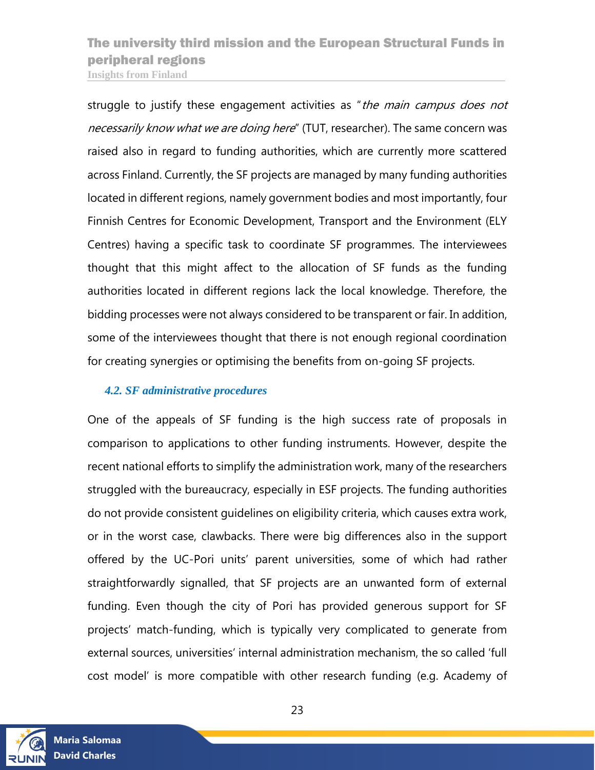struggle to justify these engagement activities as "*the main campus does not necessarily know what we are doing here*" (TUT, researcher). The same concern was raised also in regard to funding authorities, which are currently more scattered across Finland. Currently, the SF projects are managed by many funding authorities located in different regions, namely government bodies and most importantly, four Finnish Centres for Economic Development, Transport and the Environment (ELY Centres) having a specific task to coordinate SF programmes. The interviewees thought that this might affect to the allocation of SF funds as the funding authorities located in different regions lack the local knowledge. Therefore, the bidding processes were not always considered to be transparent or fair. In addition, some of the interviewees thought that there is not enough regional coordination for creating synergies or optimising the benefits from on-going SF projects.

### *4.2. SF administrative procedures*

One of the appeals of SF funding is the high success rate of proposals in comparison to applications to other funding instruments. However, despite the recent national efforts to simplify the administration work, many of the researchers struggled with the bureaucracy, especially in ESF projects. The funding authorities do not provide consistent guidelines on eligibility criteria, which causes extra work, or in the worst case, clawbacks. There were big differences also in the support offered by the UC-Pori units' parent universities, some of which had rather straightforwardly signalled, that SF projects are an unwanted form of external funding. Even though the city of Pori has provided generous support for SF projects' match-funding, which is typically very complicated to generate from external sources, universities' internal administration mechanism, the so called 'full cost model' is more compatible with other research funding (e.g. Academy of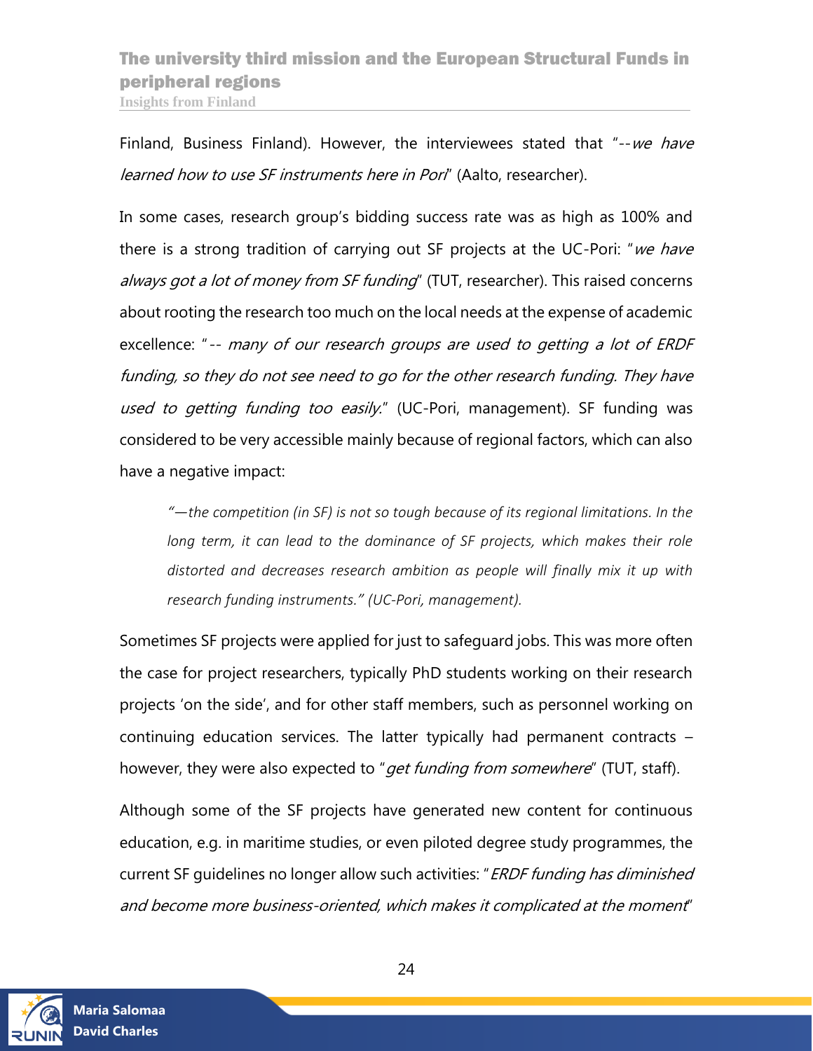Finland, Business Finland). However, the interviewees stated that "--*we have learned how to use SF instruments here in Pori*" (Aalto, researcher).

In some cases, research group's bidding success rate was as high as 100% and there is a strong tradition of carrying out SF projects at the UC-Pori: "*we have always got a lot of money from SF funding*" (TUT, researcher). This raised concerns about rooting the research too much on the local needs at the expense of academic excellence: "-- *many of our research groups are used to getting a lot of ERDF funding, so they do not see need to go for the other research funding. They have used to getting funding too easily.*" (UC-Pori, management). SF funding was considered to be very accessible mainly because of regional factors, which can also have a negative impact:

> *"—the competition (in SF) is not so tough because of its regional limitations. In the long term, it can lead to the dominance of SF projects, which makes their role distorted and decreases research ambition as people will finally mix it up with research funding instruments." (UC-Pori, management).*

Sometimes SF projects were applied for just to safeguard jobs. This was more often the case for project researchers, typically PhD students working on their research projects 'on the side', and for other staff members, such as personnel working on continuing education services. The latter typically had permanent contracts – however, they were also expected to "*get funding from somewhere*" (TUT, staff).

Although some of the SF projects have generated new content for continuous education, e.g. in maritime studies, or even piloted degree study programmes, the current SF guidelines no longer allow such activities: "*ERDF funding has diminished and become more business-oriented, which makes it complicated at the moment*"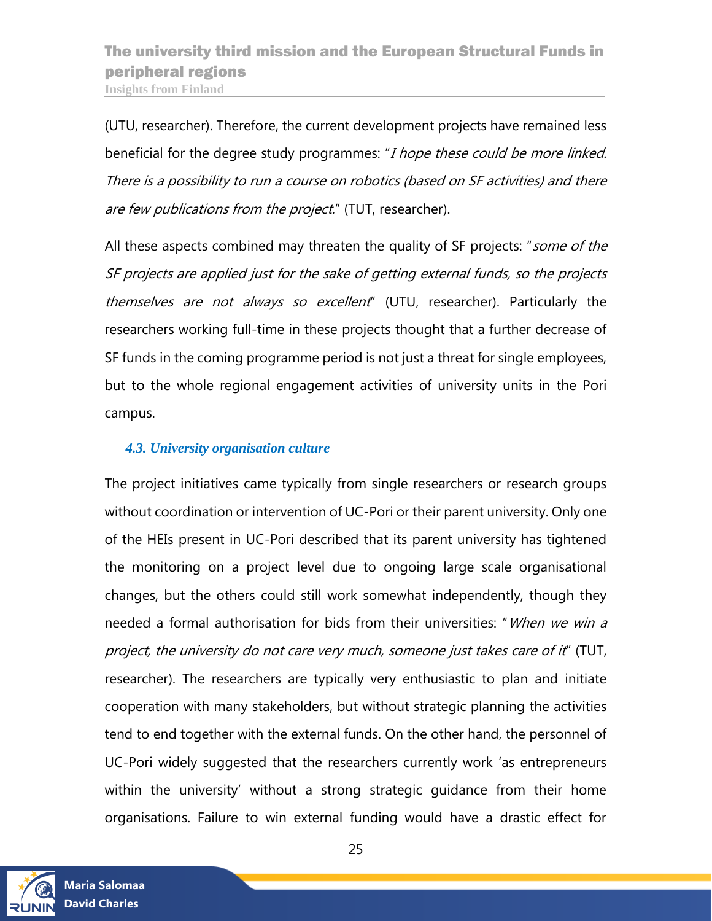(UTU, researcher). Therefore, the current development projects have remained less beneficial for the degree study programmes: "*I hope these could be more linked. There is a possibility to run a course on robotics (based on SF activities) and there are few publications from the project.*" (TUT, researcher).

All these aspects combined may threaten the quality of SF projects: "*some of the SF projects are applied just for the sake of getting external funds, so the projects themselves are not always so excellent*" (UTU, researcher). Particularly the researchers working full-time in these projects thought that a further decrease of SF funds in the coming programme period is not just a threat for single employees, but to the whole regional engagement activities of university units in the Pori campus.

### 4.3. University organisation culture

The project initiatives came typically from single researchers or research groups without coordination or intervention of UC-Pori or their parent university. Only one of the HEIs present in UC-Pori described that its parent university has tightened the monitoring on a project level due to ongoing large scale organisational changes, but the others could still work somewhat independently, though they needed a formal authorisation for bids from their universities: "*When we win a project, the university do not care very much, someone just takes care of it*" (TUT, researcher). The researchers are typically very enthusiastic to plan and initiate cooperation with many stakeholders, but without strategic planning the activities tend to end together with the external funds. On the other hand, the personnel of UC-Pori widely suggested that the researchers currently work 'as entrepreneurs within the university' without a strong strategic guidance from their home organisations. Failure to win external funding would have a drastic effect for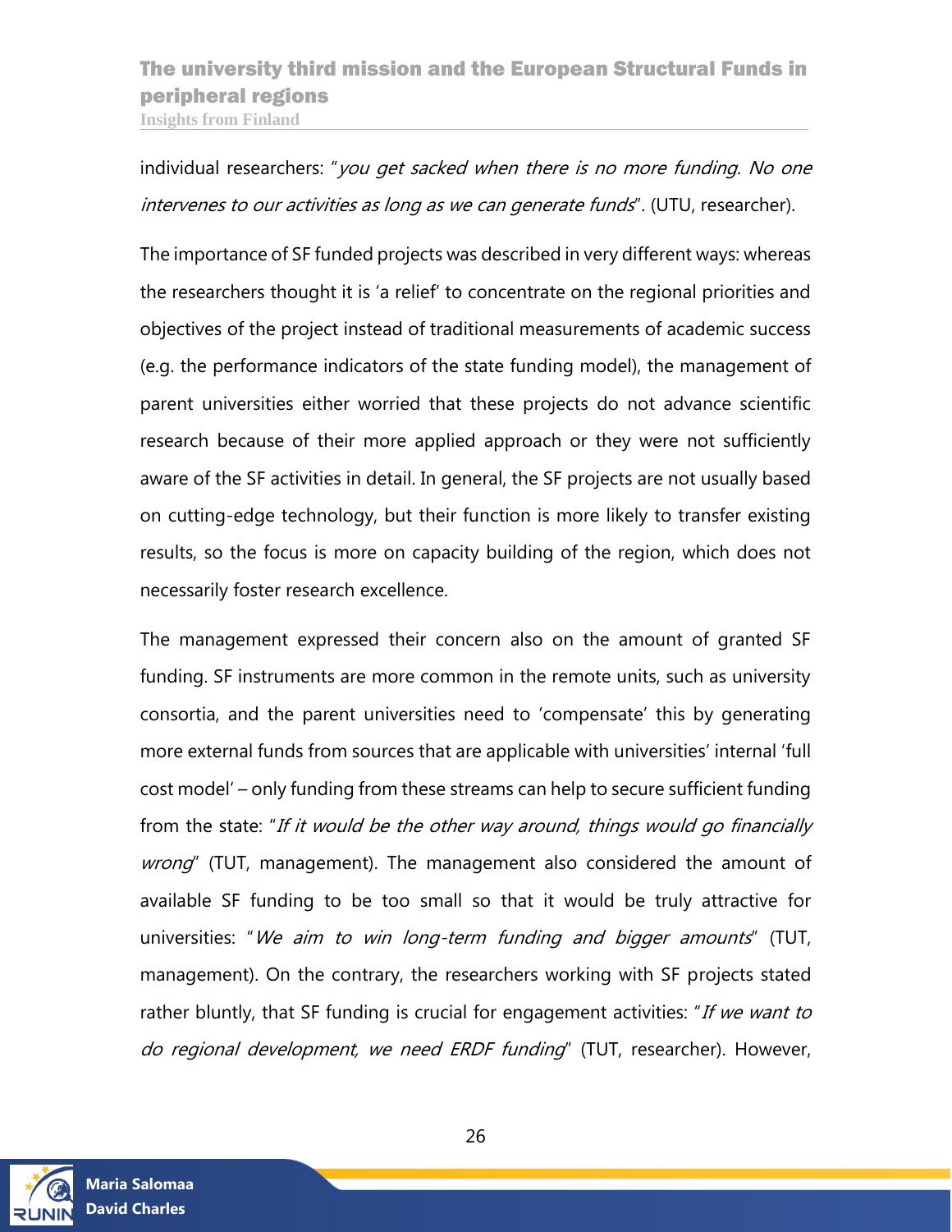individual researchers: "*you get sacked when there is no more funding. No one intervenes to our activities as long as we can generate funds*". (UTU, researcher).

The importance of SF funded projects was described in very different ways: whereas the researchers thought it is 'a relief' to concentrate on the regional priorities and objectives of the project instead of traditional measurements of academic success (e.g. the performance indicators of the state funding model), the management of parent universities either worried that these projects do not advance scientific research because of their more applied approach or they were not sufficiently aware of the SF activities in detail. In general, the SF projects are not usually based on cutting-edge technology, but their function is more likely to transfer existing results, so the focus is more on capacity building of the region, which does not necessarily foster research excellence.

The management expressed their concern also on the amount of granted SF funding. SF instruments are more common in the remote units, such as university consortia, and the parent universities need to 'compensate' this by generating more external funds from sources that are applicable with universities' internal 'full cost model' – only funding from these streams can help to secure sufficient funding from the state: "*If it would be the other way around, things would go financially wrong*" (TUT, management). The management also considered the amount of available SF funding to be too small so that it would be truly attractive for universities: "*We aim to win long-term funding and bigger amounts*" (TUT, management). On the contrary, the researchers working with SF projects stated rather bluntly, that SF funding is crucial for engagement activities: "*If we want to do regional development, we need ERDF funding*" (TUT, researcher). However,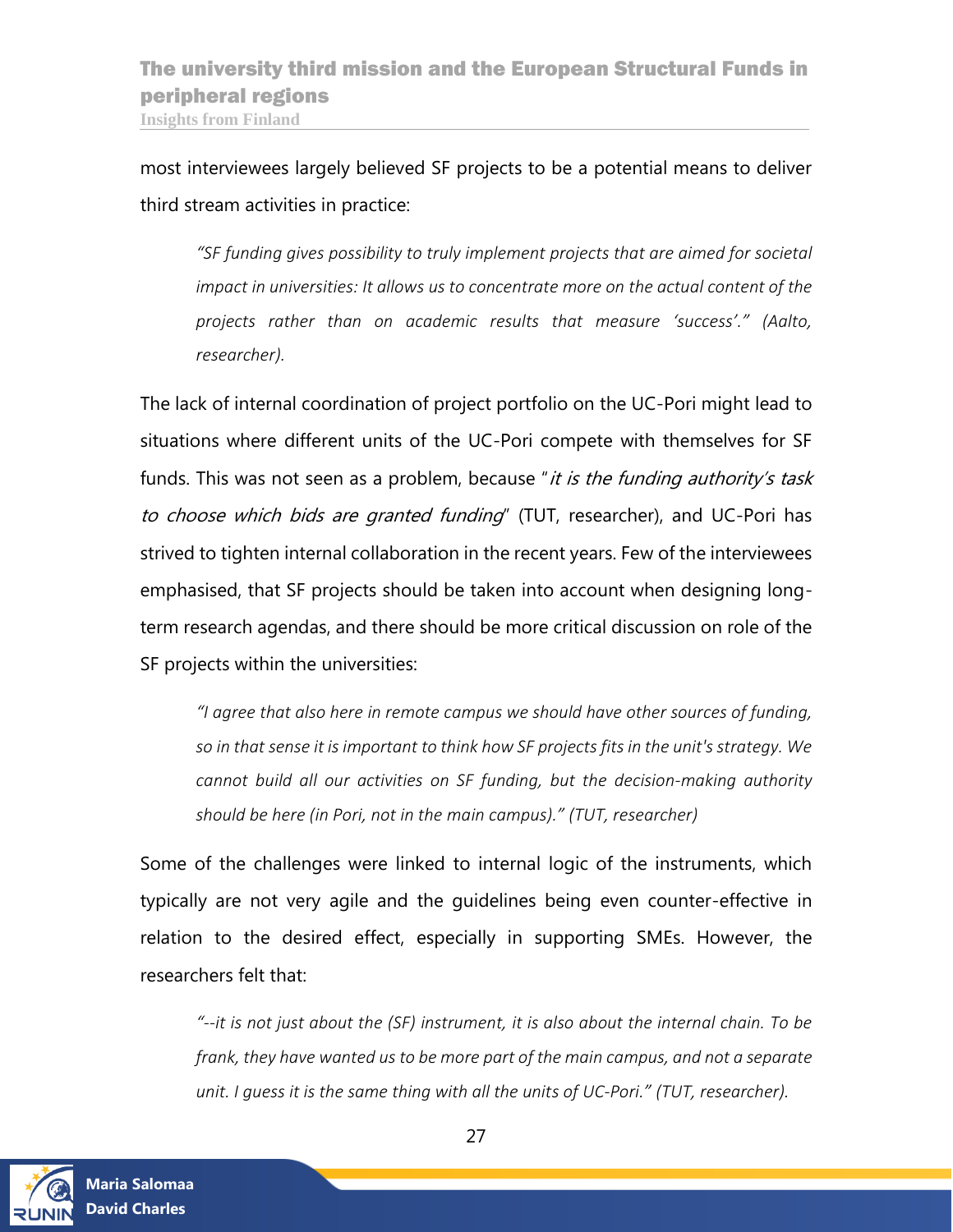most interviewees largely believed SF projects to be a potential means to deliver third stream activities in practice:

> *"SF funding gives possibility to truly implement projects that are aimed for societal impact in universities: It allows us to concentrate more on the actual content of the projects rather than on academic results that measure 'success'." (Aalto, researcher).*

The lack of internal coordination of project portfolio on the UC-Pori might lead to situations where different units of the UC-Pori compete with themselves for SF funds. This was not seen as a problem, because "*it is the funding authority's task to choose which bids are granted funding*" (TUT, researcher), and UC-Pori has strived to tighten internal collaboration in the recent years. Few of the interviewees emphasised, that SF projects should be taken into account when designing long-term research agendas, and there should be more critical discussion on role of the SF projects within the universities:

> *"I agree that also here in remote campus we should have other sources of funding, so in that sense it is important to think how SF projects fits in the unit's strategy. We cannot build all our activities on SF funding, but the decision-making authority should be here (in Pori, not in the main campus)." (TUT, researcher)*

Some of the challenges were linked to internal logic of the instruments, which typically are not very agile and the guidelines being even counter-effective in relation to the desired effect, especially in supporting SMEs. However, the researchers felt that:

> *"--it is not just about the (SF) instrument, it is also about the internal chain. To be frank, they have wanted us to be more part of the main campus, and not a separate unit. I guess it is the same thing with all the units of UC-Pori." (TUT, researcher).*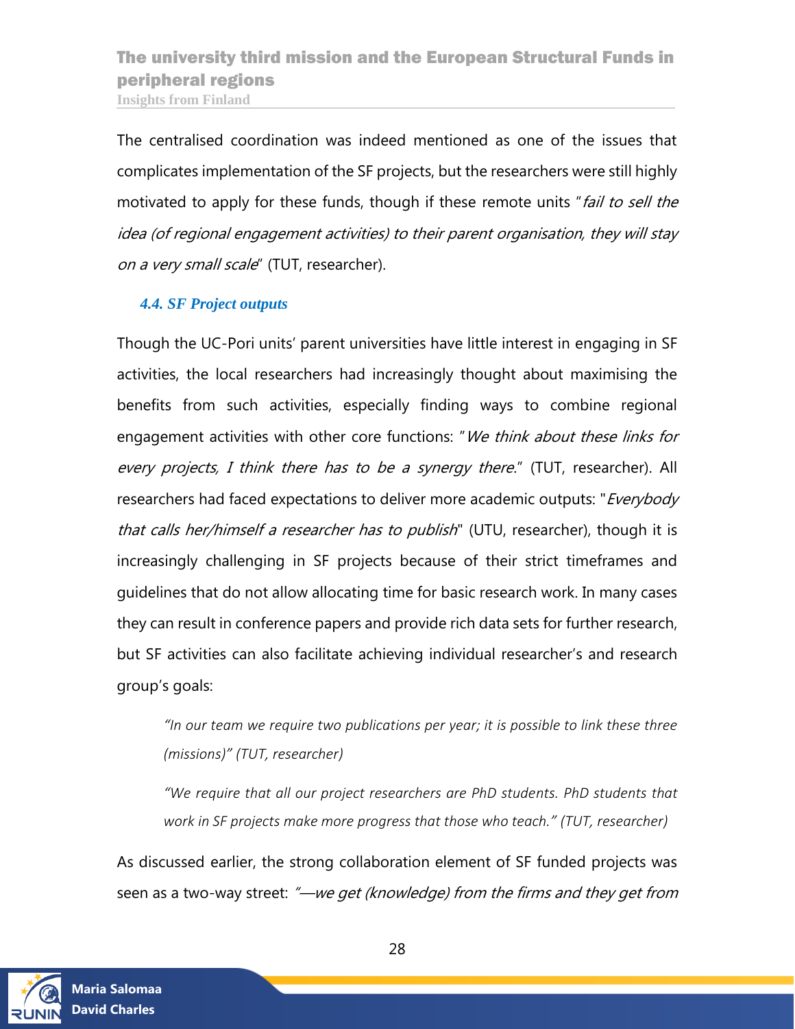The centralised coordination was indeed mentioned as one of the issues that complicates implementation of the SF projects, but the researchers were still highly motivated to apply for these funds, though if these remote units "*fail to sell the idea (of regional engagement activities) to their parent organisation, they will stay on a very small scale*" (TUT, researcher).

### *4.4. SF Project outputs*

Though the UC-Pori units' parent universities have little interest in engaging in SF activities, the local researchers had increasingly thought about maximising the benefits from such activities, especially finding ways to combine regional engagement activities with other core functions: "*We think about these links for every projects, I think there has to be a synergy there*." (TUT, researcher). All researchers had faced expectations to deliver more academic outputs: "*Everybody that calls her/himself a researcher has to publish*" (UTU, researcher), though it is increasingly challenging in SF projects because of their strict timeframes and guidelines that do not allow allocating time for basic research work. In many cases they can result in conference papers and provide rich data sets for further research, but SF activities can also facilitate achieving individual researcher's and research group's goals:

> *"In our team we require two publications per year; it is possible to link these three (missions)" (TUT, researcher)*

> *"We require that all our project researchers are PhD students. PhD students that work in SF projects make more progress that those who teach." (TUT, researcher)*

As discussed earlier, the strong collaboration element of SF funded projects was seen as a two-way street: *"—we get (knowledge) from the firms and they get from*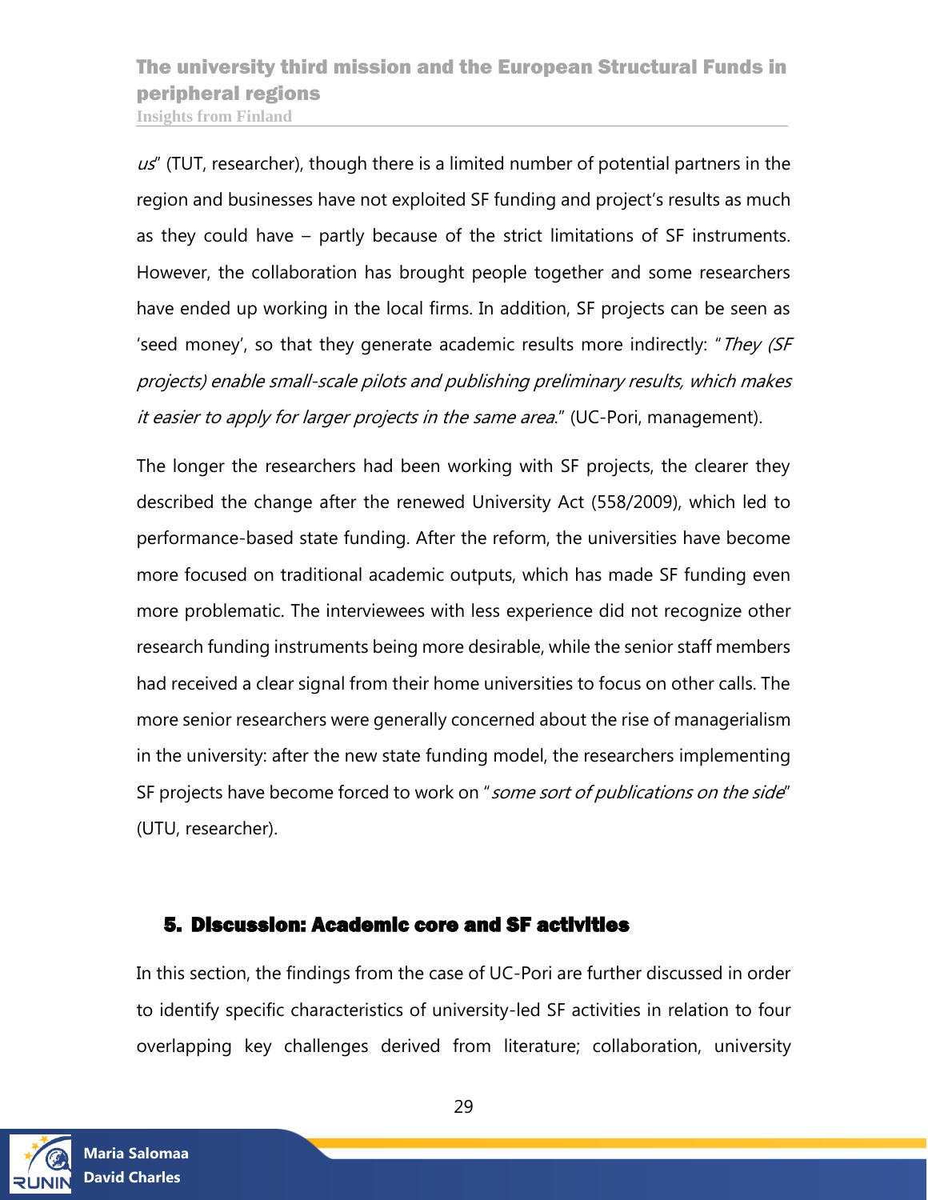*us*" (TUT, researcher), though there is a limited number of potential partners in the region and businesses have not exploited SF funding and project's results as much as they could have – partly because of the strict limitations of SF instruments. However, the collaboration has brought people together and some researchers have ended up working in the local firms. In addition, SF projects can be seen as 'seed money', so that they generate academic results more indirectly: "*They (SF projects) enable small-scale pilots and publishing preliminary results, which makes it easier to apply for larger projects in the same area.*" (UC-Pori, management).

The longer the researchers had been working with SF projects, the clearer they described the change after the renewed University Act (558/2009), which led to performance-based state funding. After the reform, the universities have become more focused on traditional academic outputs, which has made SF funding even more problematic. The interviewees with less experience did not recognize other research funding instruments being more desirable, while the senior staff members had received a clear signal from their home universities to focus on other calls. The more senior researchers were generally concerned about the rise of managerialism in the university: after the new state funding model, the researchers implementing SF projects have become forced to work on "*some sort of publications on the side*" (UTU, researcher).

## 5. Discussion: Academic core and SF activities

In this section, the findings from the case of UC-Pori are further discussed in order to identify specific characteristics of university-led SF activities in relation to four overlapping key challenges derived from literature; collaboration, university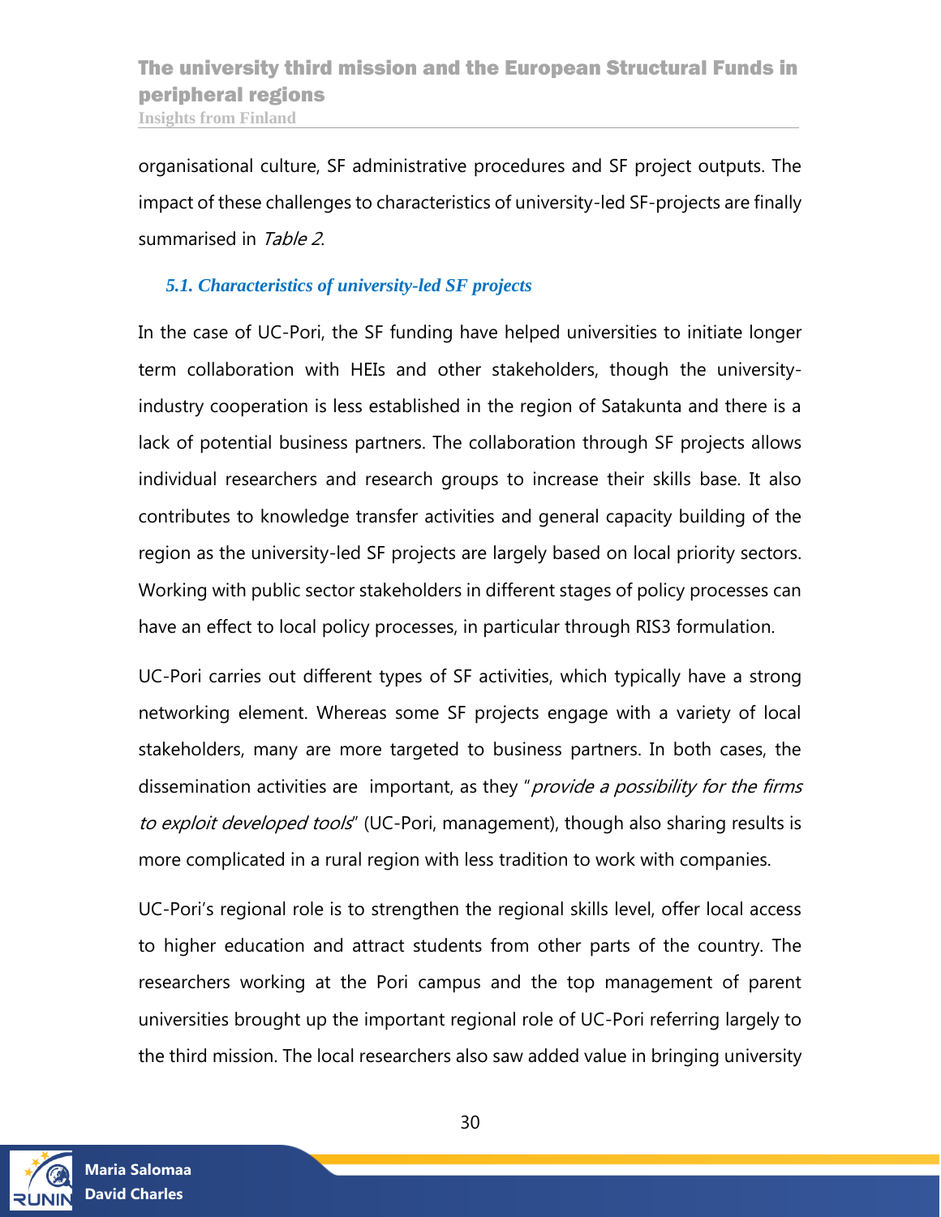organisational culture, SF administrative procedures and SF project outputs. The impact of these challenges to characteristics of university-led SF-projects are finally summarised in *Table 2*.

### *5.1. Characteristics of university-led SF projects*

In the case of UC-Pori, the SF funding have helped universities to initiate longer term collaboration with HEIs and other stakeholders, though the university-industry cooperation is less established in the region of Satakunta and there is a lack of potential business partners. The collaboration through SF projects allows individual researchers and research groups to increase their skills base. It also contributes to knowledge transfer activities and general capacity building of the region as the university-led SF projects are largely based on local priority sectors. Working with public sector stakeholders in different stages of policy processes can have an effect to local policy processes, in particular through RIS3 formulation.

UC-Pori carries out different types of SF activities, which typically have a strong networking element. Whereas some SF projects engage with a variety of local stakeholders, many are more targeted to business partners. In both cases, the dissemination activities are important, as they "*provide a possibility for the firms to exploit developed tools*" (UC-Pori, management), though also sharing results is more complicated in a rural region with less tradition to work with companies.

UC-Pori's regional role is to strengthen the regional skills level, offer local access to higher education and attract students from other parts of the country. The researchers working at the Pori campus and the top management of parent universities brought up the important regional role of UC-Pori referring largely to the third mission. The local researchers also saw added value in bringing university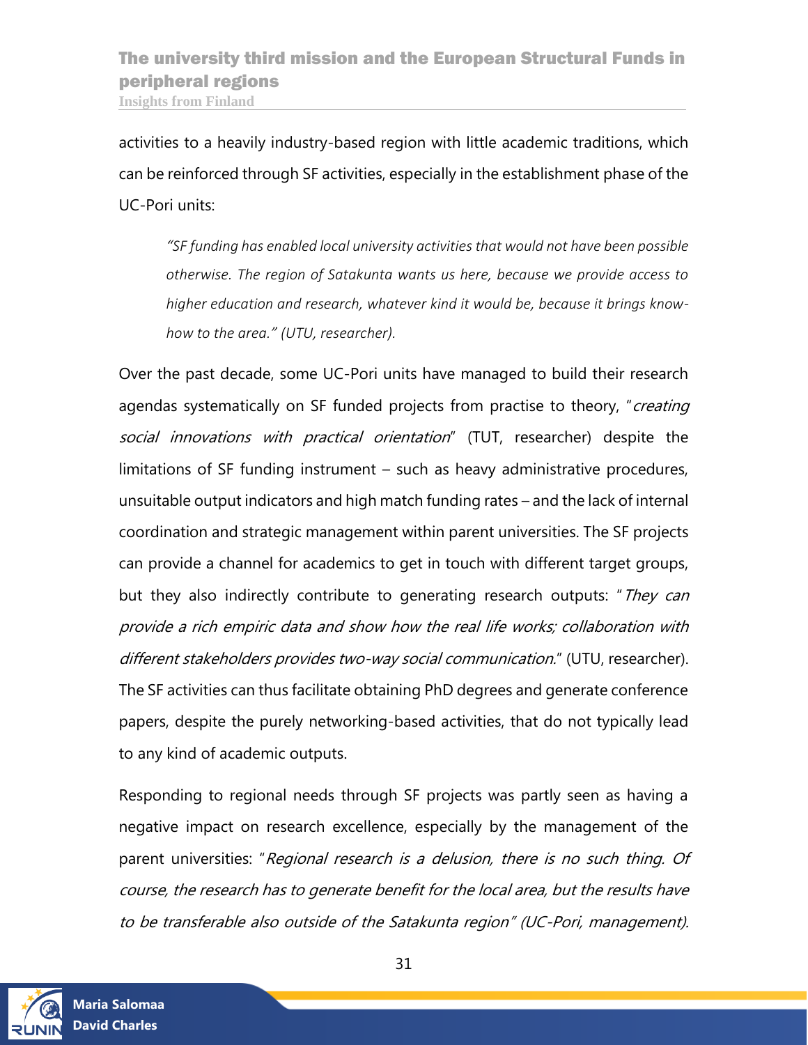activities to a heavily industry-based region with little academic traditions, which can be reinforced through SF activities, especially in the establishment phase of the UC-Pori units:

> *"SF funding has enabled local university activities that would not have been possible otherwise. The region of Satakunta wants us here, because we provide access to higher education and research, whatever kind it would be, because it brings know-how to the area." (UTU, researcher).*

Over the past decade, some UC-Pori units have managed to build their research agendas systematically on SF funded projects from practise to theory, "*creating social innovations with practical orientation*" (TUT, researcher) despite the limitations of SF funding instrument – such as heavy administrative procedures, unsuitable output indicators and high match funding rates – and the lack of internal coordination and strategic management within parent universities. The SF projects can provide a channel for academics to get in touch with different target groups, but they also indirectly contribute to generating research outputs: "*They can provide a rich empiric data and show how the real life works; collaboration with different stakeholders provides two-way social communication.*" (UTU, researcher). The SF activities can thus facilitate obtaining PhD degrees and generate conference papers, despite the purely networking-based activities, that do not typically lead to any kind of academic outputs.

Responding to regional needs through SF projects was partly seen as having a negative impact on research excellence, especially by the management of the parent universities: "*Regional research is a delusion, there is no such thing. Of course, the research has to generate benefit for the local area, but the results have to be transferable also outside of the Satakunta region" (UC-Pori, management).*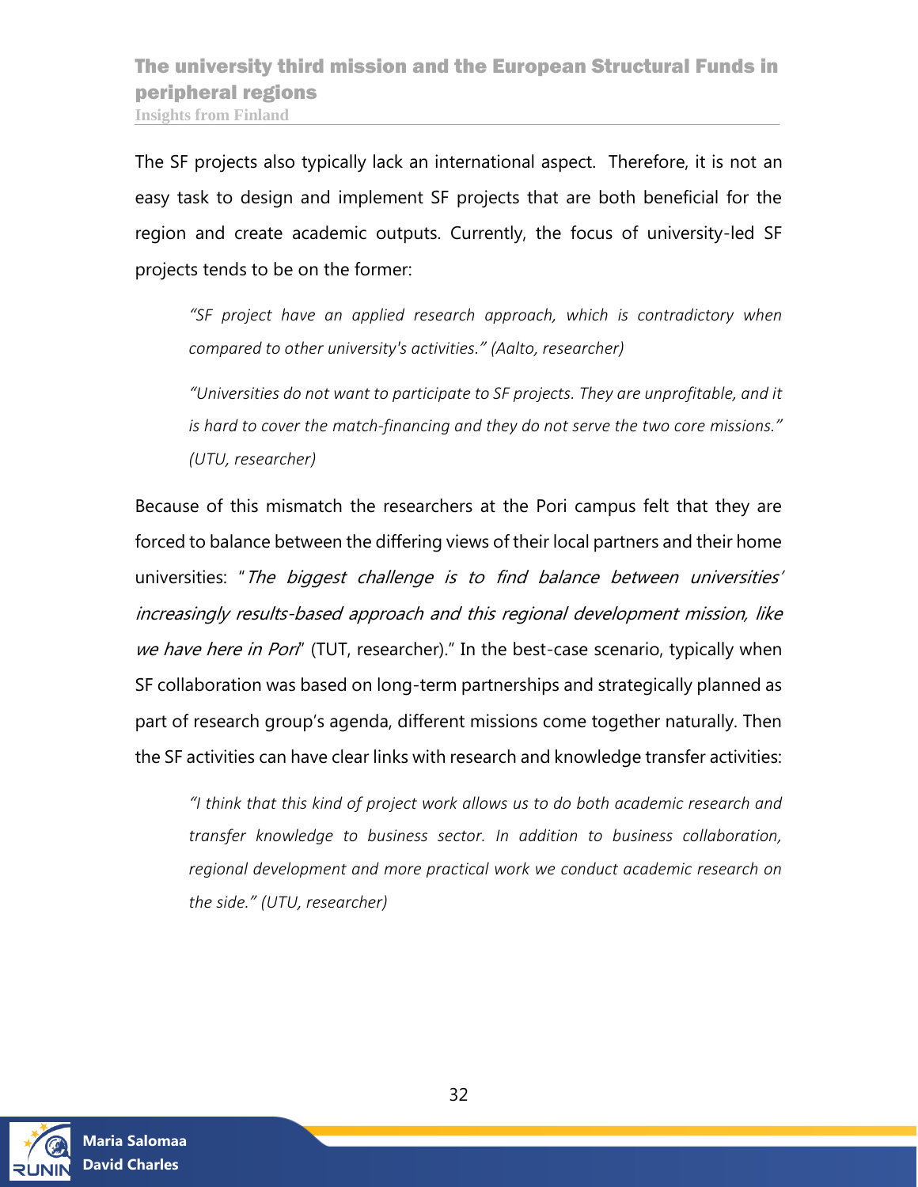The SF projects also typically lack an international aspect. Therefore, it is not an easy task to design and implement SF projects that are both beneficial for the region and create academic outputs. Currently, the focus of university-led SF projects tends to be on the former:

> *"SF project have an applied research approach, which is contradictory when compared to other university's activities." (Aalto, researcher)*
>
> *"Universities do not want to participate to SF projects. They are unprofitable, and it is hard to cover the match-financing and they do not serve the two core missions." (UTU, researcher)*

Because of this mismatch the researchers at the Pori campus felt that they are forced to balance between the differing views of their local partners and their home universities: "*The biggest challenge is to find balance between universities' increasingly results-based approach and this regional development mission, like we have here in Pori*" (TUT, researcher)." In the best-case scenario, typically when SF collaboration was based on long-term partnerships and strategically planned as part of research group's agenda, different missions come together naturally. Then the SF activities can have clear links with research and knowledge transfer activities:

> *"I think that this kind of project work allows us to do both academic research and transfer knowledge to business sector. In addition to business collaboration, regional development and more practical work we conduct academic research on the side." (UTU, researcher)*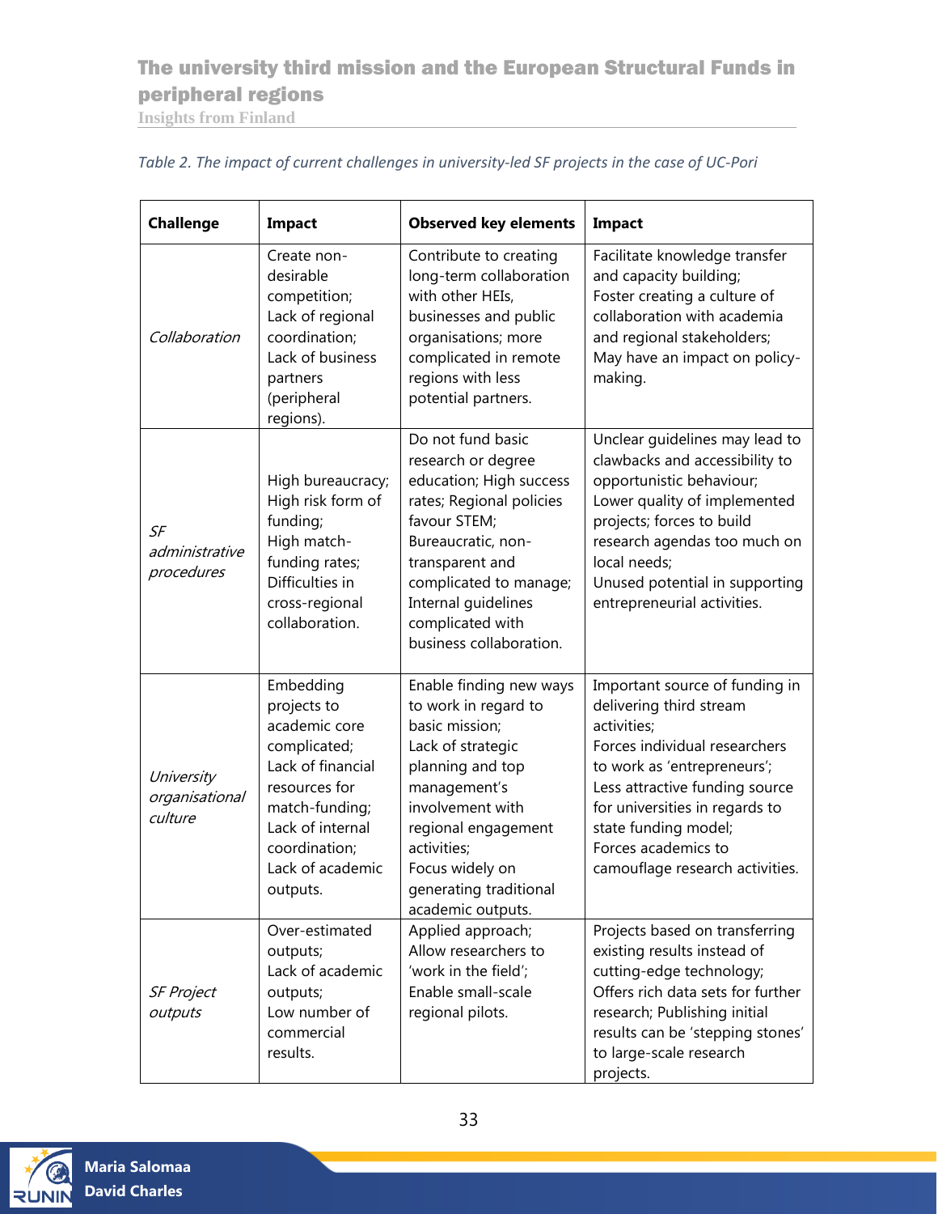*Table 2. The impact of current challenges in university-led SF projects in the case of UC-Pori*

| Challenge | Impact | Observed key elements | Impact |
|---|---|---|---|
| *Collaboration* | Create non-desirable competition; Lack of regional coordination; Lack of business partners (peripheral regions). | Contribute to creating long-term collaboration with other HEIs, businesses and public organisations; more complicated in remote regions with less potential partners. | Facilitate knowledge transfer and capacity building; Foster creating a culture of collaboration with academia and regional stakeholders; May have an impact on policy-making. |
| *SF administrative procedures* | High bureaucracy; High risk form of funding; High match-funding rates; Difficulties in cross-regional collaboration. | Do not fund basic research or degree education; High success rates; Regional policies favour STEM; Bureaucratic, non-transparent and complicated to manage; Internal guidelines complicated with business collaboration. | Unclear guidelines may lead to clawbacks and accessibility to opportunistic behaviour; Lower quality of implemented projects; forces to build research agendas too much on local needs; Unused potential in supporting entrepreneurial activities. |
| *University organisational culture* | Embedding projects to academic core complicated; Lack of financial resources for match-funding; Lack of internal coordination; Lack of academic outputs. | Enable finding new ways to work in regard to basic mission; Lack of strategic planning and top management's involvement with regional engagement activities; Focus widely on generating traditional academic outputs. | Important source of funding in delivering third stream activities; Forces individual researchers to work as 'entrepreneurs'; Less attractive funding source for universities in regards to state funding model; Forces academics to camouflage research activities. |
| *SF Project outputs* | Over-estimated outputs; Lack of academic outputs; Low number of commercial results. | Applied approach; Allow researchers to 'work in the field'; Enable small-scale regional pilots. | Projects based on transferring existing results instead of cutting-edge technology; Offers rich data sets for further research; Publishing initial results can be 'stepping stones' to large-scale research projects. |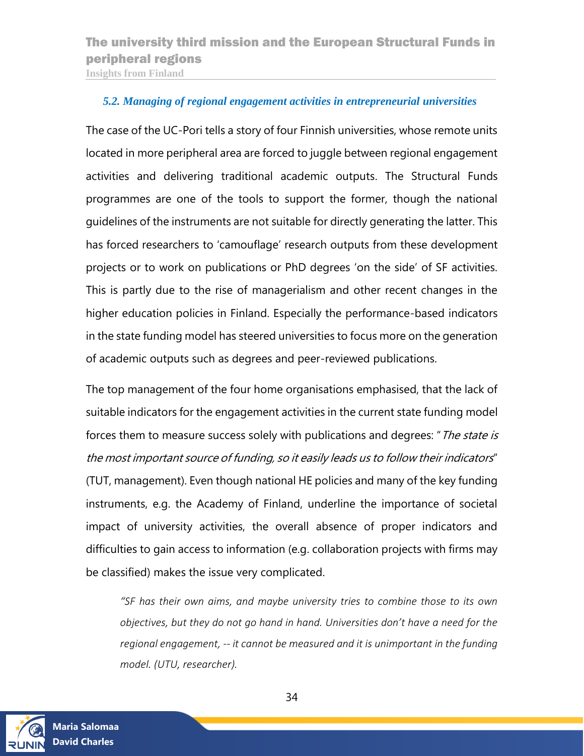### *5.2. Managing of regional engagement activities in entrepreneurial universities*

The case of the UC-Pori tells a story of four Finnish universities, whose remote units located in more peripheral area are forced to juggle between regional engagement activities and delivering traditional academic outputs. The Structural Funds programmes are one of the tools to support the former, though the national guidelines of the instruments are not suitable for directly generating the latter. This has forced researchers to 'camouflage' research outputs from these development projects or to work on publications or PhD degrees 'on the side' of SF activities. This is partly due to the rise of managerialism and other recent changes in the higher education policies in Finland. Especially the performance-based indicators in the state funding model has steered universities to focus more on the generation of academic outputs such as degrees and peer-reviewed publications.

The top management of the four home organisations emphasised, that the lack of suitable indicators for the engagement activities in the current state funding model forces them to measure success solely with publications and degrees: "*The state is the most important source of funding, so it easily leads us to follow their indicators*" (TUT, management). Even though national HE policies and many of the key funding instruments, e.g. the Academy of Finland, underline the importance of societal impact of university activities, the overall absence of proper indicators and difficulties to gain access to information (e.g. collaboration projects with firms may be classified) makes the issue very complicated.

> *"SF has their own aims, and maybe university tries to combine those to its own objectives, but they do not go hand in hand. Universities don't have a need for the regional engagement, -- it cannot be measured and it is unimportant in the funding model. (UTU, researcher).*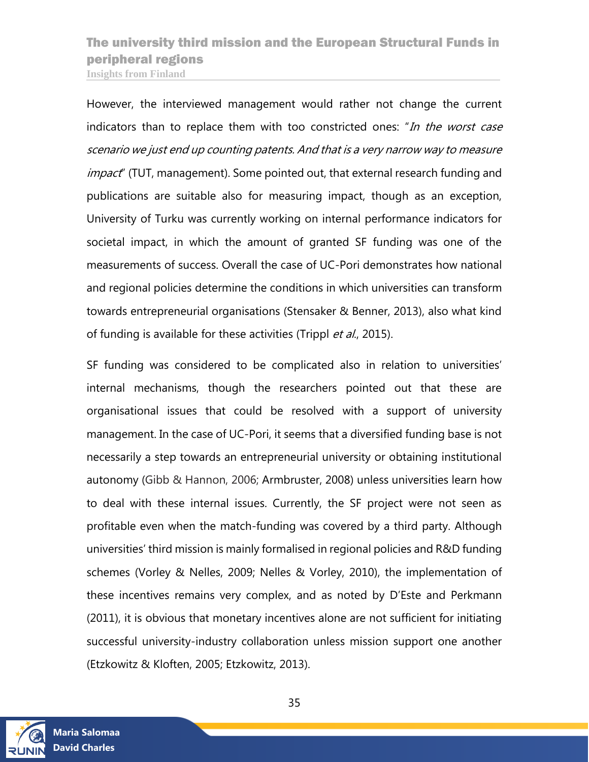However, the interviewed management would rather not change the current indicators than to replace them with too constricted ones: "*In the worst case scenario we just end up counting patents. And that is a very narrow way to measure impact*" (TUT, management). Some pointed out, that external research funding and publications are suitable also for measuring impact, though as an exception, University of Turku was currently working on internal performance indicators for societal impact, in which the amount of granted SF funding was one of the measurements of success. Overall the case of UC-Pori demonstrates how national and regional policies determine the conditions in which universities can transform towards entrepreneurial organisations (Stensaker & Benner, 2013), also what kind of funding is available for these activities (Trippl *et al.*, 2015).

SF funding was considered to be complicated also in relation to universities' internal mechanisms, though the researchers pointed out that these are organisational issues that could be resolved with a support of university management. In the case of UC-Pori, it seems that a diversified funding base is not necessarily a step towards an entrepreneurial university or obtaining institutional autonomy (Gibb & Hannon, 2006; Armbruster, 2008) unless universities learn how to deal with these internal issues. Currently, the SF project were not seen as profitable even when the match-funding was covered by a third party. Although universities' third mission is mainly formalised in regional policies and R&D funding schemes (Vorley & Nelles, 2009; Nelles & Vorley, 2010), the implementation of these incentives remains very complex, and as noted by D'Este and Perkmann (2011), it is obvious that monetary incentives alone are not sufficient for initiating successful university-industry collaboration unless mission support one another (Etzkowitz & Kloften, 2005; Etzkowitz, 2013).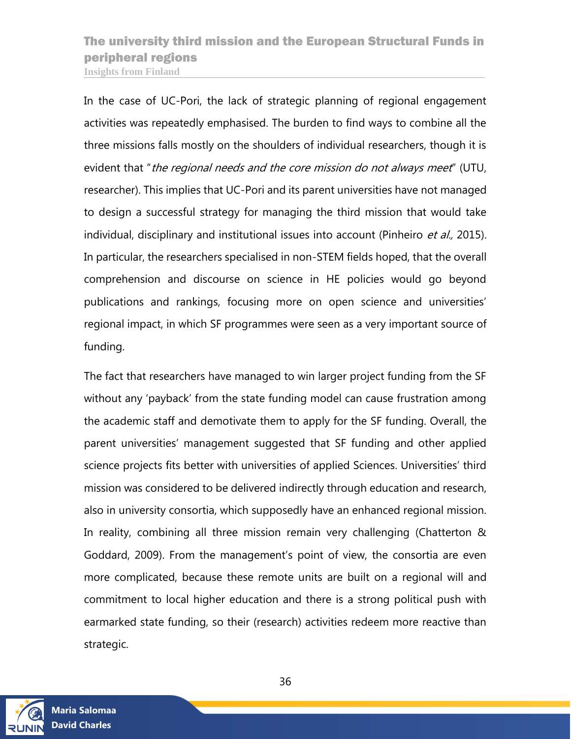In the case of UC-Pori, the lack of strategic planning of regional engagement activities was repeatedly emphasised. The burden to find ways to combine all the three missions falls mostly on the shoulders of individual researchers, though it is evident that "*the regional needs and the core mission do not always meet*" (UTU, researcher). This implies that UC-Pori and its parent universities have not managed to design a successful strategy for managing the third mission that would take individual, disciplinary and institutional issues into account (Pinheiro *et al.,* 2015). In particular, the researchers specialised in non-STEM fields hoped, that the overall comprehension and discourse on science in HE policies would go beyond publications and rankings, focusing more on open science and universities' regional impact, in which SF programmes were seen as a very important source of funding.

The fact that researchers have managed to win larger project funding from the SF without any 'payback' from the state funding model can cause frustration among the academic staff and demotivate them to apply for the SF funding. Overall, the parent universities' management suggested that SF funding and other applied science projects fits better with universities of applied Sciences. Universities' third mission was considered to be delivered indirectly through education and research, also in university consortia, which supposedly have an enhanced regional mission. In reality, combining all three mission remain very challenging (Chatterton & Goddard, 2009). From the management's point of view, the consortia are even more complicated, because these remote units are built on a regional will and commitment to local higher education and there is a strong political push with earmarked state funding, so their (research) activities redeem more reactive than strategic.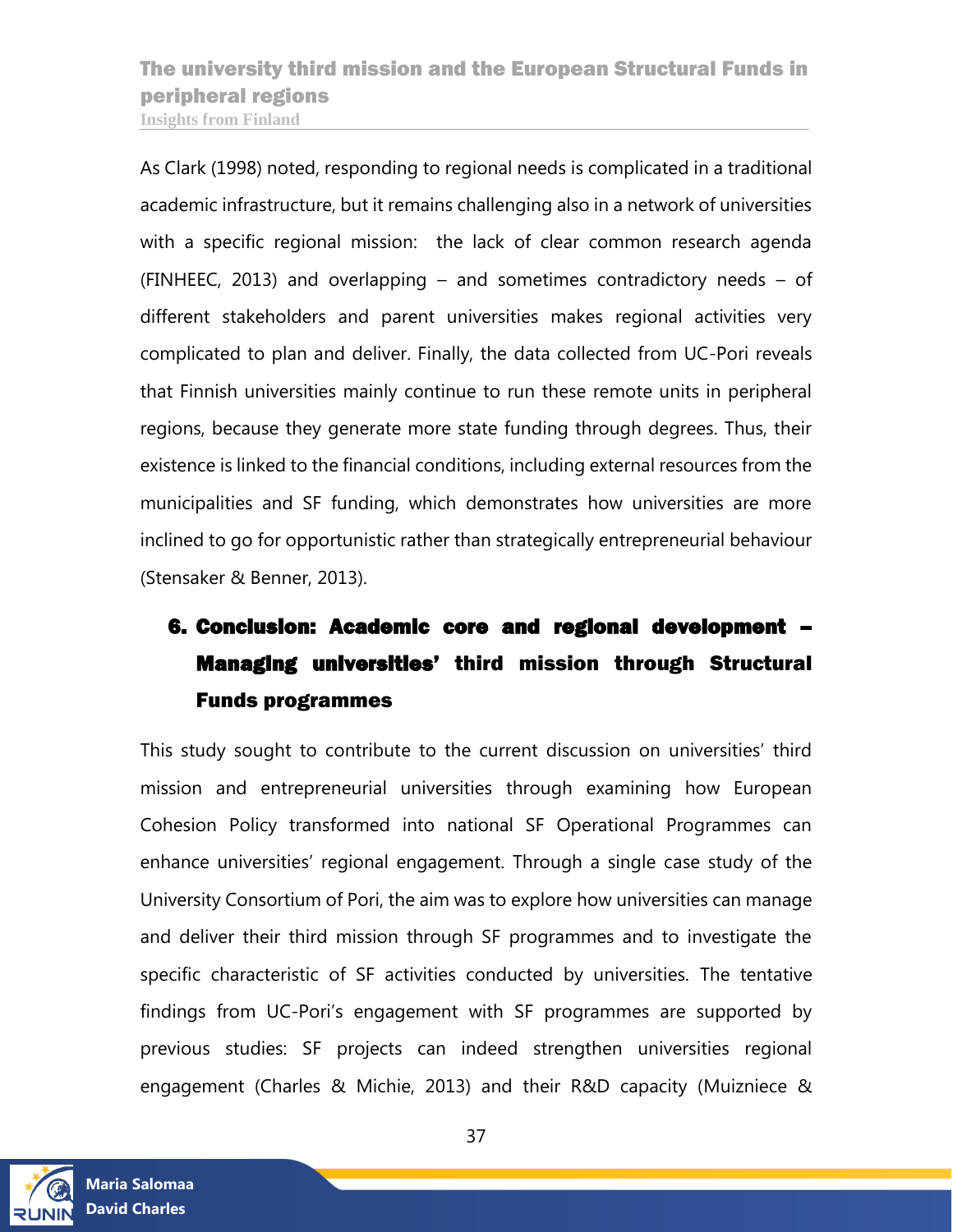As Clark (1998) noted, responding to regional needs is complicated in a traditional academic infrastructure, but it remains challenging also in a network of universities with a specific regional mission: the lack of clear common research agenda (FINHEEC, 2013) and overlapping – and sometimes contradictory needs – of different stakeholders and parent universities makes regional activities very complicated to plan and deliver. Finally, the data collected from UC-Pori reveals that Finnish universities mainly continue to run these remote units in peripheral regions, because they generate more state funding through degrees. Thus, their existence is linked to the financial conditions, including external resources from the municipalities and SF funding, which demonstrates how universities are more inclined to go for opportunistic rather than strategically entrepreneurial behaviour (Stensaker & Benner, 2013).

## 6. Conclusion: Academic core and regional development – Managing universities' third mission through Structural Funds programmes

This study sought to contribute to the current discussion on universities' third mission and entrepreneurial universities through examining how European Cohesion Policy transformed into national SF Operational Programmes can enhance universities' regional engagement. Through a single case study of the University Consortium of Pori, the aim was to explore how universities can manage and deliver their third mission through SF programmes and to investigate the specific characteristic of SF activities conducted by universities. The tentative findings from UC-Pori's engagement with SF programmes are supported by previous studies: SF projects can indeed strengthen universities regional engagement (Charles & Michie, 2013) and their R&D capacity (Muizniece &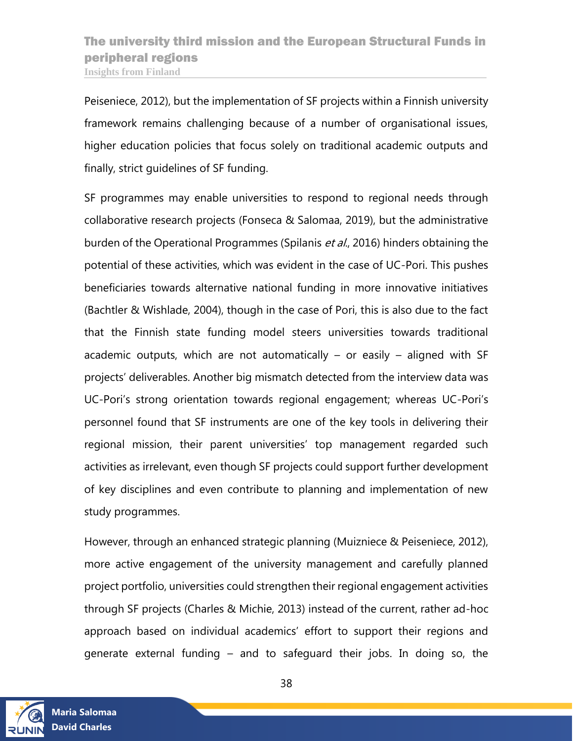Peiseniece, 2012), but the implementation of SF projects within a Finnish university framework remains challenging because of a number of organisational issues, higher education policies that focus solely on traditional academic outputs and finally, strict guidelines of SF funding.

SF programmes may enable universities to respond to regional needs through collaborative research projects (Fonseca & Salomaa, 2019), but the administrative burden of the Operational Programmes (Spilanis *et al.*, 2016) hinders obtaining the potential of these activities, which was evident in the case of UC-Pori. This pushes beneficiaries towards alternative national funding in more innovative initiatives (Bachtler & Wishlade, 2004), though in the case of Pori, this is also due to the fact that the Finnish state funding model steers universities towards traditional academic outputs, which are not automatically – or easily – aligned with SF projects' deliverables. Another big mismatch detected from the interview data was UC-Pori's strong orientation towards regional engagement; whereas UC-Pori's personnel found that SF instruments are one of the key tools in delivering their regional mission, their parent universities' top management regarded such activities as irrelevant, even though SF projects could support further development of key disciplines and even contribute to planning and implementation of new study programmes.

However, through an enhanced strategic planning (Muizniece & Peiseniece, 2012), more active engagement of the university management and carefully planned project portfolio, universities could strengthen their regional engagement activities through SF projects (Charles & Michie, 2013) instead of the current, rather ad-hoc approach based on individual academics' effort to support their regions and generate external funding – and to safeguard their jobs. In doing so, the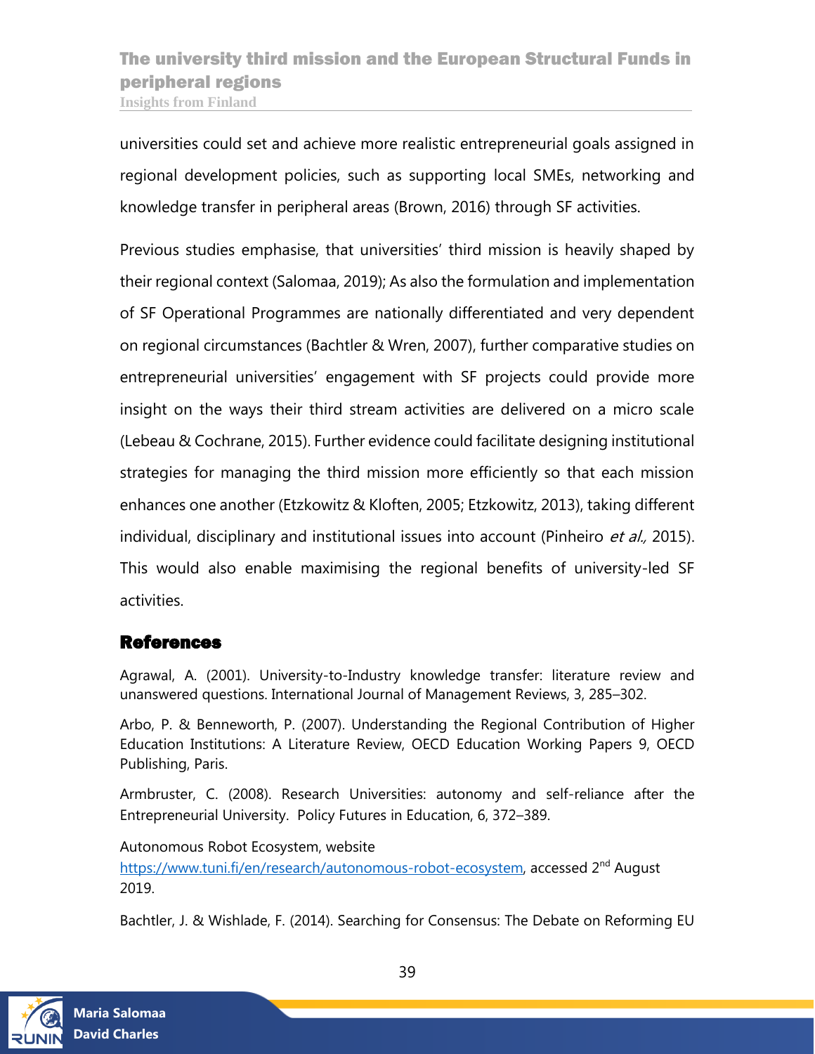universities could set and achieve more realistic entrepreneurial goals assigned in regional development policies, such as supporting local SMEs, networking and knowledge transfer in peripheral areas (Brown, 2016) through SF activities.

Previous studies emphasise, that universities' third mission is heavily shaped by their regional context (Salomaa, 2019); As also the formulation and implementation of SF Operational Programmes are nationally differentiated and very dependent on regional circumstances (Bachtler & Wren, 2007), further comparative studies on entrepreneurial universities' engagement with SF projects could provide more insight on the ways their third stream activities are delivered on a micro scale (Lebeau & Cochrane, 2015). Further evidence could facilitate designing institutional strategies for managing the third mission more efficiently so that each mission enhances one another (Etzkowitz & Kloften, 2005; Etzkowitz, 2013), taking different individual, disciplinary and institutional issues into account (Pinheiro *et al.,* 2015). This would also enable maximising the regional benefits of university-led SF activities.

## References

Agrawal, A. (2001). University-to-Industry knowledge transfer: literature review and unanswered questions. International Journal of Management Reviews, 3, 285–302.

Arbo, P. & Benneworth, P. (2007). Understanding the Regional Contribution of Higher Education Institutions: A Literature Review, OECD Education Working Papers 9, OECD Publishing, Paris.

Armbruster, C. (2008). Research Universities: autonomy and self-reliance after the Entrepreneurial University. Policy Futures in Education, 6, 372–389.

Autonomous Robot Ecosystem, website https://www.tuni.fi/en/research/autonomous-robot-ecosystem, accessed 2nd August 2019.

Bachtler, J. & Wishlade, F. (2014). Searching for Consensus: The Debate on Reforming EU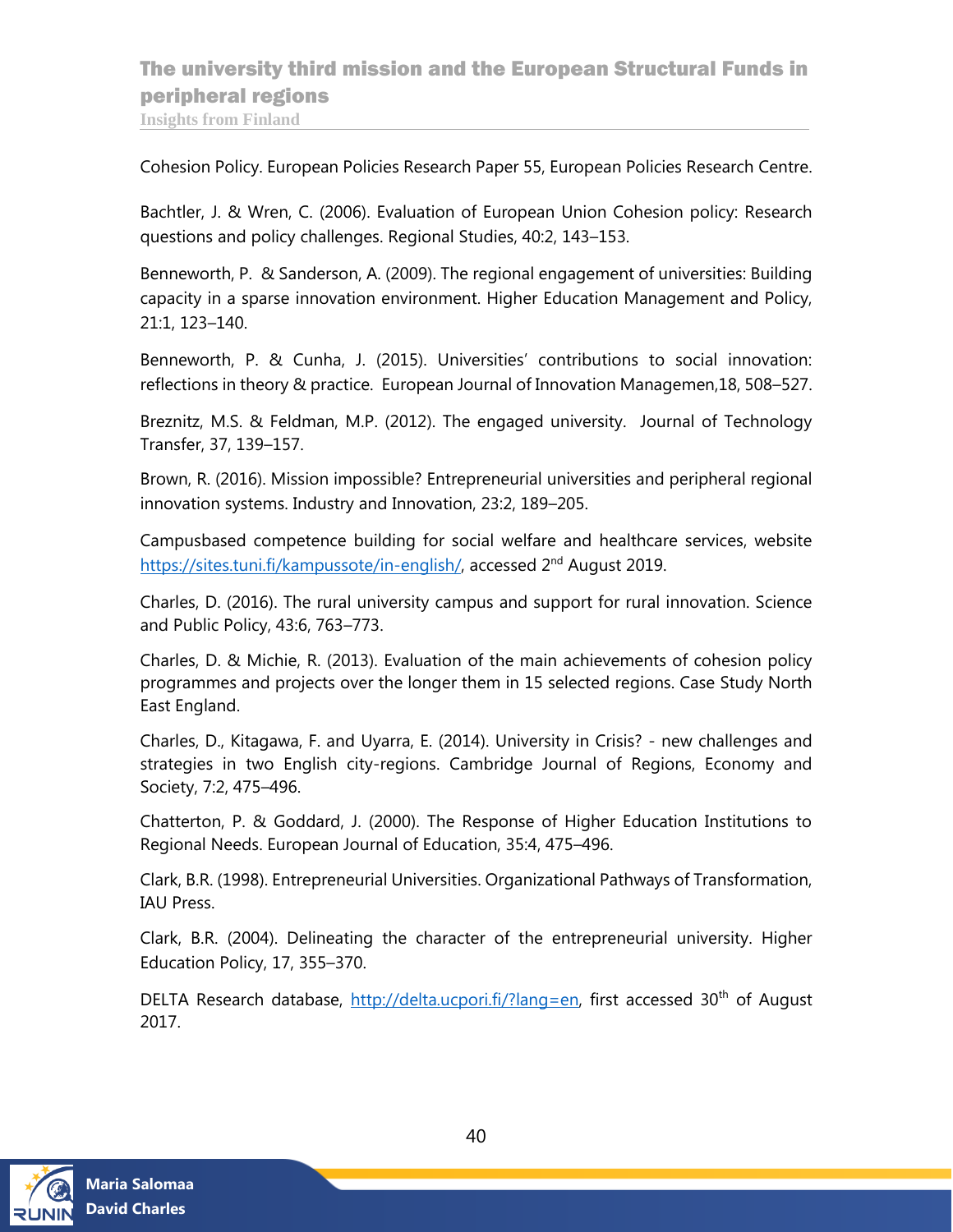Cohesion Policy. European Policies Research Paper 55, European Policies Research Centre.

Bachtler, J. & Wren, C. (2006). Evaluation of European Union Cohesion policy: Research questions and policy challenges. Regional Studies, 40:2, 143–153.

Benneworth, P. & Sanderson, A. (2009). The regional engagement of universities: Building capacity in a sparse innovation environment. Higher Education Management and Policy, 21:1, 123–140.

Benneworth, P. & Cunha, J. (2015). Universities' contributions to social innovation: reflections in theory & practice. European Journal of Innovation Managemen,18, 508–527.

Breznitz, M.S. & Feldman, M.P. (2012). The engaged university. Journal of Technology Transfer, 37, 139–157.

Brown, R. (2016). Mission impossible? Entrepreneurial universities and peripheral regional innovation systems. Industry and Innovation, 23:2, 189–205.

Campusbased competence building for social welfare and healthcare services, website https://sites.tuni.fi/kampussote/in-english/, accessed 2nd August 2019.

Charles, D. (2016). The rural university campus and support for rural innovation. Science and Public Policy, 43:6, 763–773.

Charles, D. & Michie, R. (2013). Evaluation of the main achievements of cohesion policy programmes and projects over the longer them in 15 selected regions. Case Study North East England.

Charles, D., Kitagawa, F. and Uyarra, E. (2014). University in Crisis? - new challenges and strategies in two English city-regions. Cambridge Journal of Regions, Economy and Society, 7:2, 475–496.

Chatterton, P. & Goddard, J. (2000). The Response of Higher Education Institutions to Regional Needs. European Journal of Education, 35:4, 475–496.

Clark, B.R. (1998). Entrepreneurial Universities. Organizational Pathways of Transformation, IAU Press.

Clark, B.R. (2004). Delineating the character of the entrepreneurial university. Higher Education Policy, 17, 355–370.

DELTA Research database, http://delta.ucpori.fi/?lang=en, first accessed 30th of August 2017.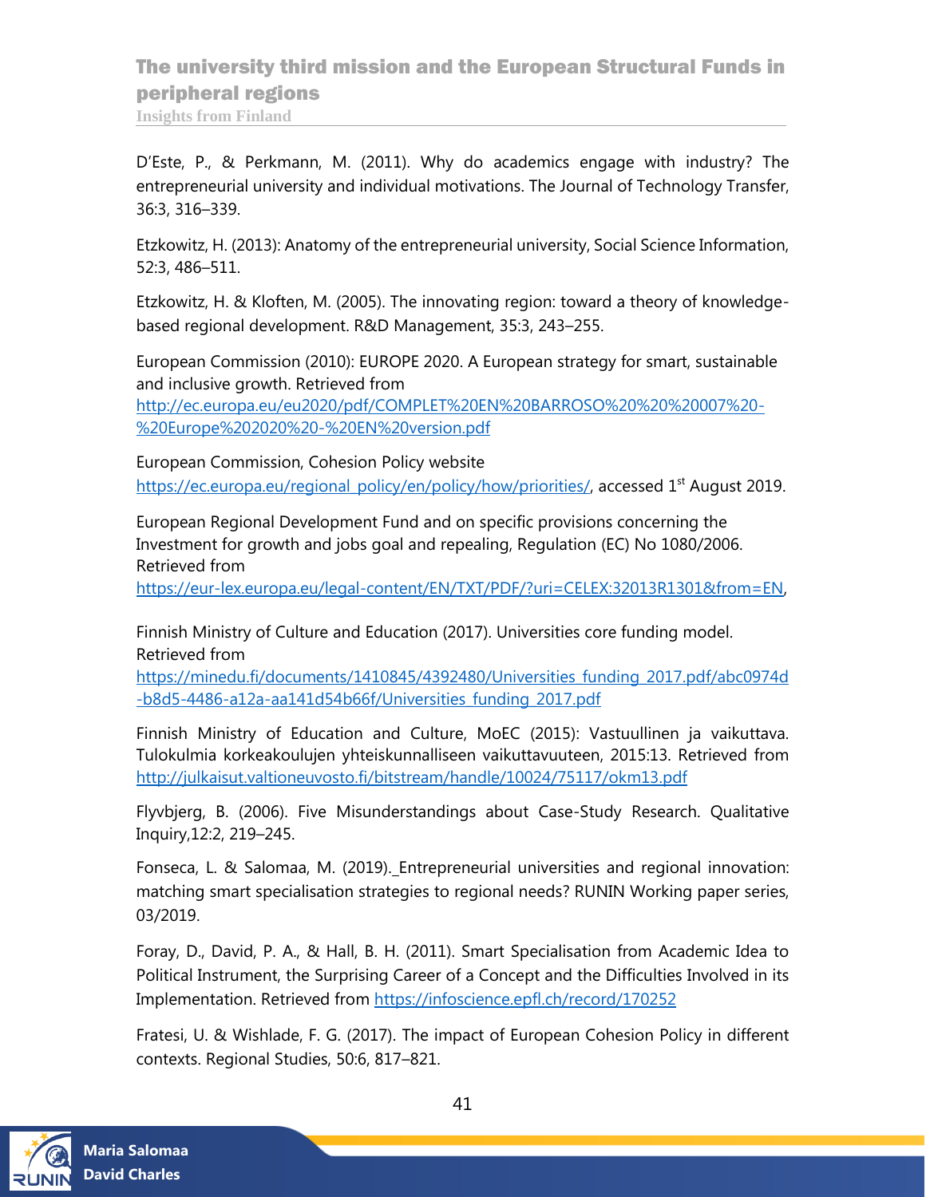D'Este, P., & Perkmann, M. (2011). Why do academics engage with industry? The entrepreneurial university and individual motivations. The Journal of Technology Transfer, 36:3, 316–339.

Etzkowitz, H. (2013): Anatomy of the entrepreneurial university, Social Science Information, 52:3, 486–511.

Etzkowitz, H. & Kloften, M. (2005). The innovating region: toward a theory of knowledge-based regional development. R&D Management, 35:3, 243–255.

European Commission (2010): EUROPE 2020. A European strategy for smart, sustainable and inclusive growth. Retrieved from http://ec.europa.eu/eu2020/pdf/COMPLET%20EN%20BARROSO%20%20%20007%20-%20Europe%202020%20-%20EN%20version.pdf

European Commission, Cohesion Policy website https://ec.europa.eu/regional_policy/en/policy/how/priorities/, accessed 1st August 2019.

European Regional Development Fund and on specific provisions concerning the Investment for growth and jobs goal and repealing, Regulation (EC) No 1080/2006. Retrieved from https://eur-lex.europa.eu/legal-content/EN/TXT/PDF/?uri=CELEX:32013R1301&from=EN,

Finnish Ministry of Culture and Education (2017). Universities core funding model. Retrieved from https://minedu.fi/documents/1410845/4392480/Universities_funding_2017.pdf/abc0974d-b8d5-4486-a12a-aa141d54b66f/Universities_funding_2017.pdf

Finnish Ministry of Education and Culture, MoEC (2015): Vastuullinen ja vaikuttava. Tulokulmia korkeakoulujen yhteiskunnalliseen vaikuttavuuteen, 2015:13. Retrieved from http://julkaisut.valtioneuvosto.fi/bitstream/handle/10024/75117/okm13.pdf

Flyvbjerg, B. (2006). Five Misunderstandings about Case-Study Research. Qualitative Inquiry,12:2, 219–245.

Fonseca, L. & Salomaa, M. (2019). Entrepreneurial universities and regional innovation: matching smart specialisation strategies to regional needs? RUNIN Working paper series, 03/2019.

Foray, D., David, P. A., & Hall, B. H. (2011). Smart Specialisation from Academic Idea to Political Instrument, the Surprising Career of a Concept and the Difficulties Involved in its Implementation. Retrieved from https://infoscience.epfl.ch/record/170252

Fratesi, U. & Wishlade, F. G. (2017). The impact of European Cohesion Policy in different contexts. Regional Studies, 50:6, 817–821.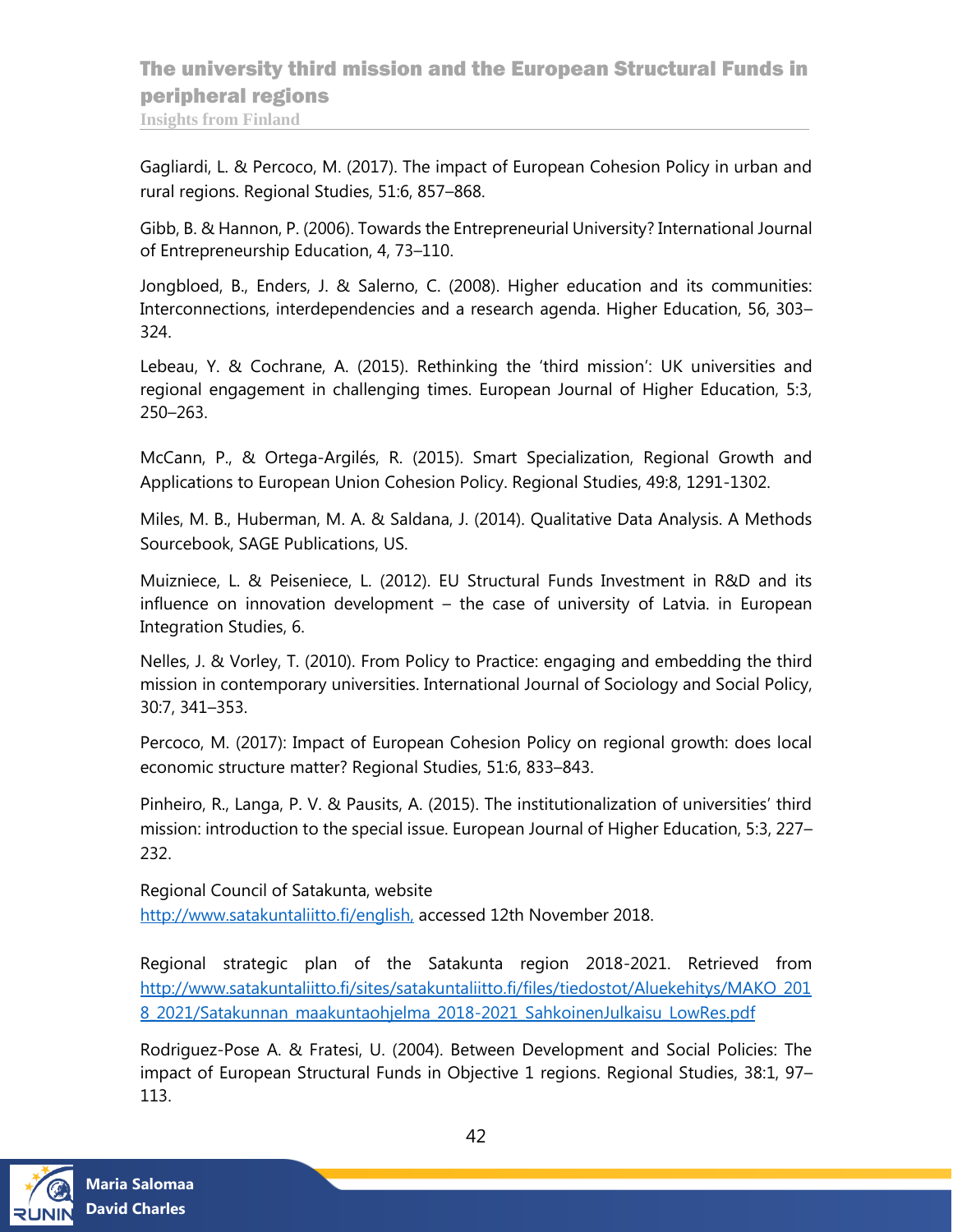Gagliardi, L. & Percoco, M. (2017). The impact of European Cohesion Policy in urban and rural regions. Regional Studies, 51:6, 857–868.

Gibb, B. & Hannon, P. (2006). Towards the Entrepreneurial University? International Journal of Entrepreneurship Education, 4, 73–110.

Jongbloed, B., Enders, J. & Salerno, C. (2008). Higher education and its communities: Interconnections, interdependencies and a research agenda. Higher Education, 56, 303–324.

Lebeau, Y. & Cochrane, A. (2015). Rethinking the 'third mission': UK universities and regional engagement in challenging times. European Journal of Higher Education, 5:3, 250–263.

McCann, P., & Ortega-Argilés, R. (2015). Smart Specialization, Regional Growth and Applications to European Union Cohesion Policy. Regional Studies, 49:8, 1291-1302.

Miles, M. B., Huberman, M. A. & Saldana, J. (2014). Qualitative Data Analysis. A Methods Sourcebook, SAGE Publications, US.

Muizniece, L. & Peiseniece, L. (2012). EU Structural Funds Investment in R&D and its influence on innovation development – the case of university of Latvia. in European Integration Studies, 6.

Nelles, J. & Vorley, T. (2010). From Policy to Practice: engaging and embedding the third mission in contemporary universities. International Journal of Sociology and Social Policy, 30:7, 341–353.

Percoco, M. (2017): Impact of European Cohesion Policy on regional growth: does local economic structure matter? Regional Studies, 51:6, 833–843.

Pinheiro, R., Langa, P. V. & Pausits, A. (2015). The institutionalization of universities' third mission: introduction to the special issue. European Journal of Higher Education, 5:3, 227–232.

Regional Council of Satakunta, website http://www.satakuntaliitto.fi/english, accessed 12th November 2018.

Regional strategic plan of the Satakunta region 2018-2021. Retrieved from http://www.satakuntaliitto.fi/sites/satakuntaliitto.fi/files/tiedostot/Aluekehitys/MAKO_2018_2021/Satakunnan_maakuntaohjelma_2018-2021_SahkoinenJulkaisu_LowRes.pdf

Rodriguez-Pose A. & Fratesi, U. (2004). Between Development and Social Policies: The impact of European Structural Funds in Objective 1 regions. Regional Studies, 38:1, 97–113.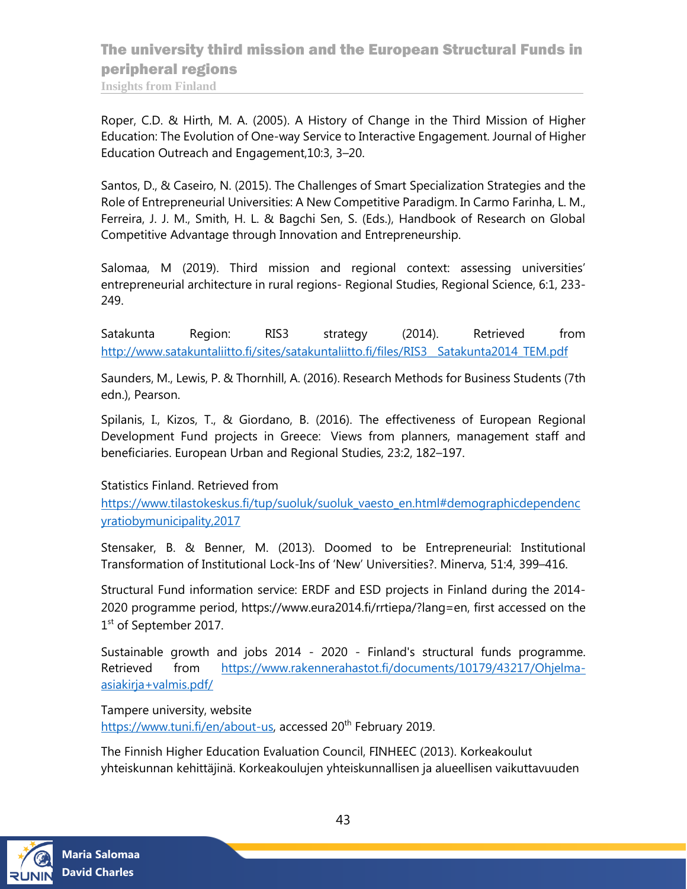Roper, C.D. & Hirth, M. A. (2005). A History of Change in the Third Mission of Higher Education: The Evolution of One-way Service to Interactive Engagement. Journal of Higher Education Outreach and Engagement,10:3, 3–20.

Santos, D., & Caseiro, N. (2015). The Challenges of Smart Specialization Strategies and the Role of Entrepreneurial Universities: A New Competitive Paradigm. In Carmo Farinha, L. M., Ferreira, J. J. M., Smith, H. L. & Bagchi Sen, S. (Eds.), Handbook of Research on Global Competitive Advantage through Innovation and Entrepreneurship.

Salomaa, M (2019). Third mission and regional context: assessing universities' entrepreneurial architecture in rural regions- Regional Studies, Regional Science, 6:1, 233-249.

Satakunta Region: RIS3 strategy (2014). Retrieved from http://www.satakuntaliitto.fi/sites/satakuntaliitto.fi/files/RIS3__Satakunta2014_TEM.pdf

Saunders, M., Lewis, P. & Thornhill, A. (2016). Research Methods for Business Students (7th edn.), Pearson.

Spilanis, I., Kizos, T., & Giordano, B. (2016). The effectiveness of European Regional Development Fund projects in Greece: Views from planners, management staff and beneficiaries. European Urban and Regional Studies, 23:2, 182–197.

Statistics Finland. Retrieved from https://www.tilastokeskus.fi/tup/suoluk/suoluk_vaesto_en.html#demographicdependencyratiobymunicipality,2017

Stensaker, B. & Benner, M. (2013). Doomed to be Entrepreneurial: Institutional Transformation of Institutional Lock-Ins of 'New' Universities?. Minerva, 51:4, 399–416.

Structural Fund information service: ERDF and ESD projects in Finland during the 2014-2020 programme period, https://www.eura2014.fi/rrtiepa/?lang=en, first accessed on the 1st of September 2017.

Sustainable growth and jobs 2014 - 2020 - Finland's structural funds programme. Retrieved from https://www.rakennerahastot.fi/documents/10179/43217/Ohjelma-asiakirja+valmis.pdf/

Tampere university, website https://www.tuni.fi/en/about-us, accessed 20th February 2019.

The Finnish Higher Education Evaluation Council, FINHEEC (2013). Korkeakoulut yhteiskunnan kehittäjinä. Korkeakoulujen yhteiskunnallisen ja alueellisen vaikuttavuuden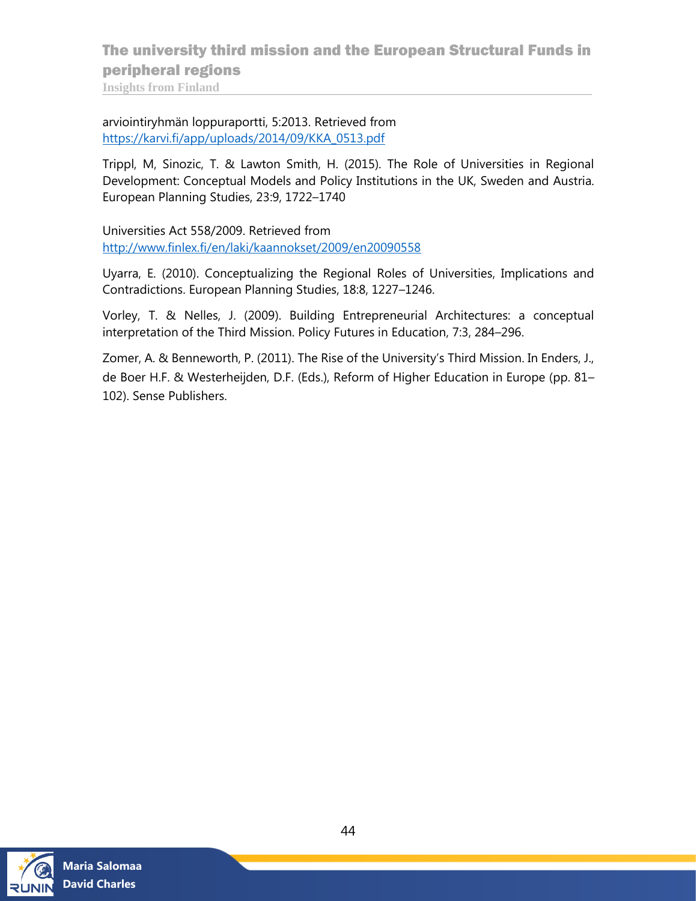arviointiryhmän loppuraportti, 5:2013. Retrieved from https://karvi.fi/app/uploads/2014/09/KKA_0513.pdf

Trippl, M, Sinozic, T. & Lawton Smith, H. (2015). The Role of Universities in Regional Development: Conceptual Models and Policy Institutions in the UK, Sweden and Austria. European Planning Studies, 23:9, 1722–1740

Universities Act 558/2009. Retrieved from http://www.finlex.fi/en/laki/kaannokset/2009/en20090558

Uyarra, E. (2010). Conceptualizing the Regional Roles of Universities, Implications and Contradictions. European Planning Studies, 18:8, 1227–1246.

Vorley, T. & Nelles, J. (2009). Building Entrepreneurial Architectures: a conceptual interpretation of the Third Mission. Policy Futures in Education, 7:3, 284–296.

Zomer, A. & Benneworth, P. (2011). The Rise of the University's Third Mission. In Enders, J., de Boer H.F. & Westerheijden, D.F. (Eds.), Reform of Higher Education in Europe (pp. 81–102). Sense Publishers.